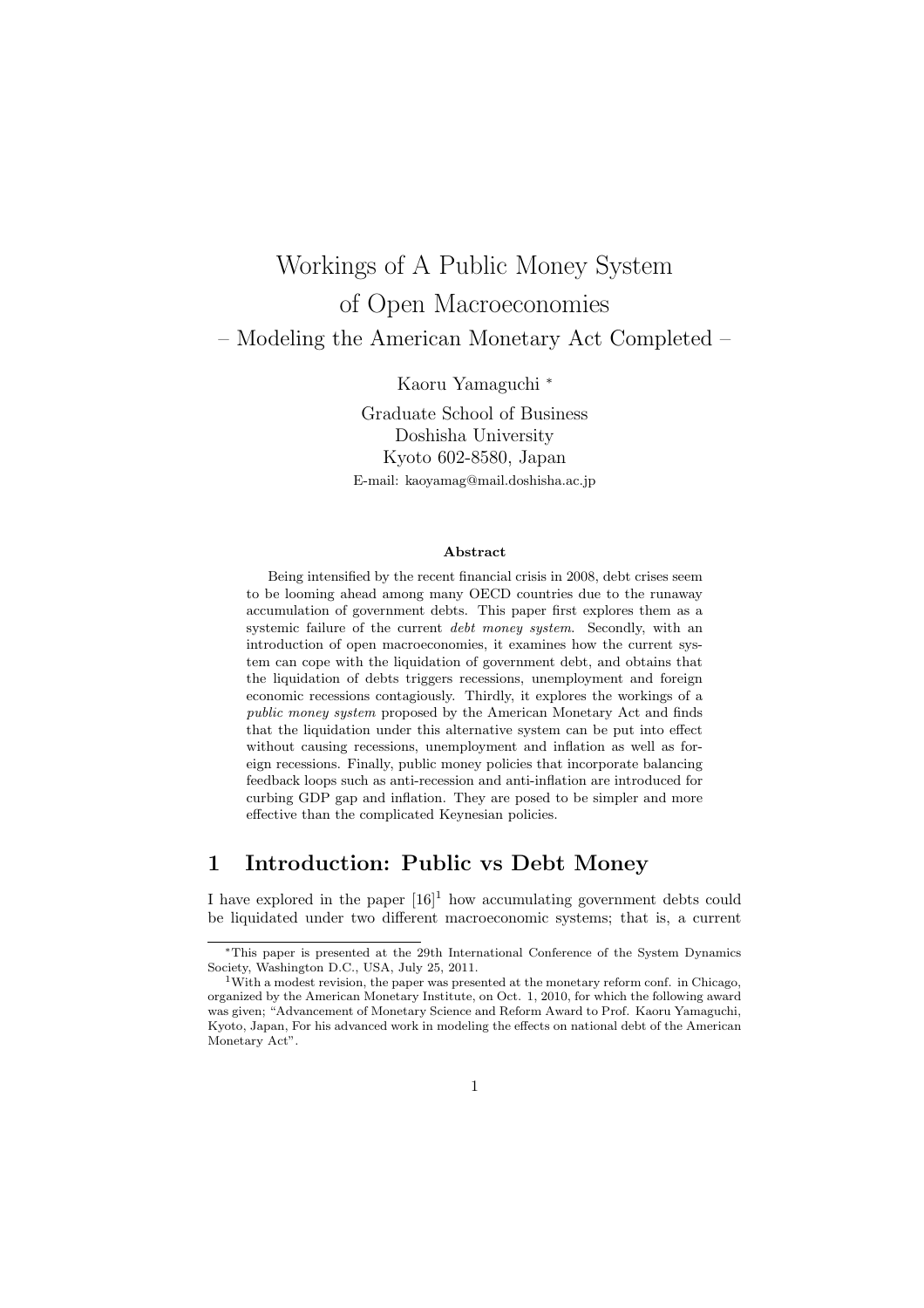# Workings of A Public Money System of Open Macroeconomies

– Modeling the American Monetary Act Completed –

Kaoru Yamaguchi [*]

Graduate School of Business
Doshisha University
Kyoto 602-8580, Japan
E-mail: kaoyamag@mail.doshisha.ac.jp

### Abstract

Being intensified by the recent financial crisis in 2008, debt crises seem to be looming ahead among many OECD countries due to the runaway accumulation of government debts. This paper first explores them as a systemic failure of the current *debt money system*. Secondly, with an introduction of open macroeconomies, it examines how the current system can cope with the liquidation of government debt, and obtains that the liquidation of debts triggers recessions, unemployment and foreign economic recessions contagiously. Thirdly, it explores the workings of a *public money system* proposed by the American Monetary Act and finds that the liquidation under this alternative system can be put into effect without causing recessions, unemployment and inflation as well as foreign recessions. Finally, public money policies that incorporate balancing feedback loops such as anti-recession and anti-inflation are introduced for curbing GDP gap and inflation. They are posed to be simpler and more effective than the complicated Keynesian policies.

## 1 Introduction: Public vs Debt Money

I have explored in the paper [16][1] how accumulating government debts could be liquidated under two different macroeconomic systems; that is, a current

---

[*] This paper is presented at the 29th International Conference of the System Dynamics Society, Washington D.C., USA, July 25, 2011.

[1] With a modest revision, the paper was presented at the monetary reform conf. in Chicago, organized by the American Monetary Institute, on Oct. 1, 2010, for which the following award was given; "Advancement of Monetary Science and Reform Award to Prof. Kaoru Yamaguchi, Kyoto, Japan, For his advanced work in modeling the effects on national debt of the American Monetary Act".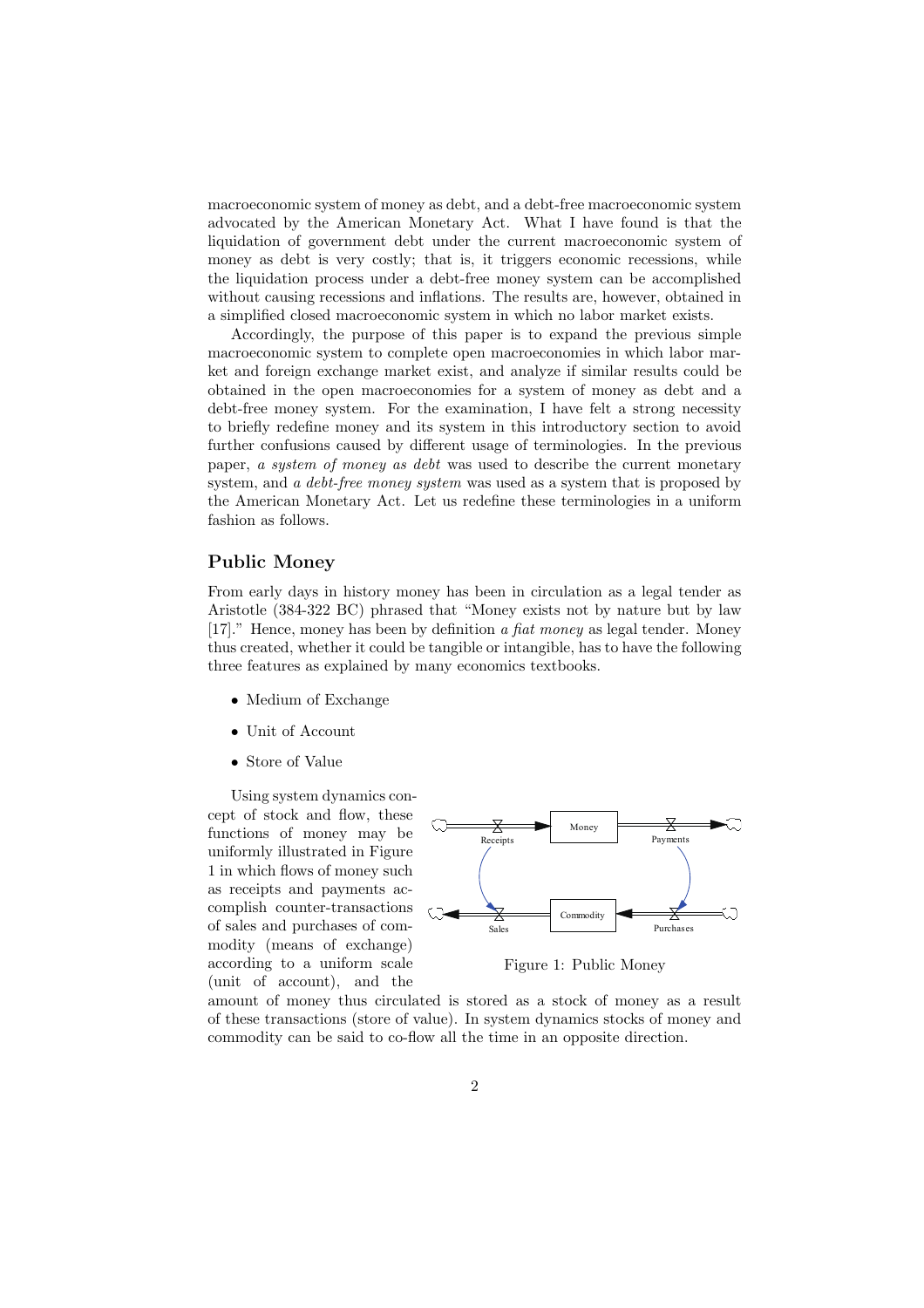macroeconomic system of money as debt, and a debt-free macroeconomic system advocated by the American Monetary Act. What I have found is that the liquidation of government debt under the current macroeconomic system of money as debt is very costly; that is, it triggers economic recessions, while the liquidation process under a debt-free money system can be accomplished without causing recessions and inflations. The results are, however, obtained in a simplified closed macroeconomic system in which no labor market exists.

Accordingly, the purpose of this paper is to expand the previous simple macroeconomic system to complete open macroeconomies in which labor market and foreign exchange market exist, and analyze if similar results could be obtained in the open macroeconomies for a system of money as debt and a debt-free money system. For the examination, I have felt a strong necessity to briefly redefine money and its system in this introductory section to avoid further confusions caused by different usage of terminologies. In the previous paper, *a system of money as debt* was used to describe the current monetary system, and *a debt-free money system* was used as a system that is proposed by the American Monetary Act. Let us redefine these terminologies in a uniform fashion as follows.

## Public Money

From early days in history money has been in circulation as a legal tender as Aristotle (384-322 BC) phrased that "Money exists not by nature but by law [17]." Hence, money has been by definition *a fiat money* as legal tender. Money thus created, whether it could be tangible or intangible, has to have the following three features as explained by many economics textbooks.

- Medium of Exchange
- Unit of Account
- Store of Value

Using system dynamics concept of stock and flow, these functions of money may be uniformly illustrated in Figure 1 in which flows of money such as receipts and payments accomplish counter-transactions of sales and purchases of commodity (means of exchange) according to a uniform scale (unit of account), and the amount of money thus circulated is stored as a stock of money as a result of these transactions (store of value). In system dynamics stocks of money and commodity can be said to co-flow all the time in an opposite direction.

Figure 1: Public Money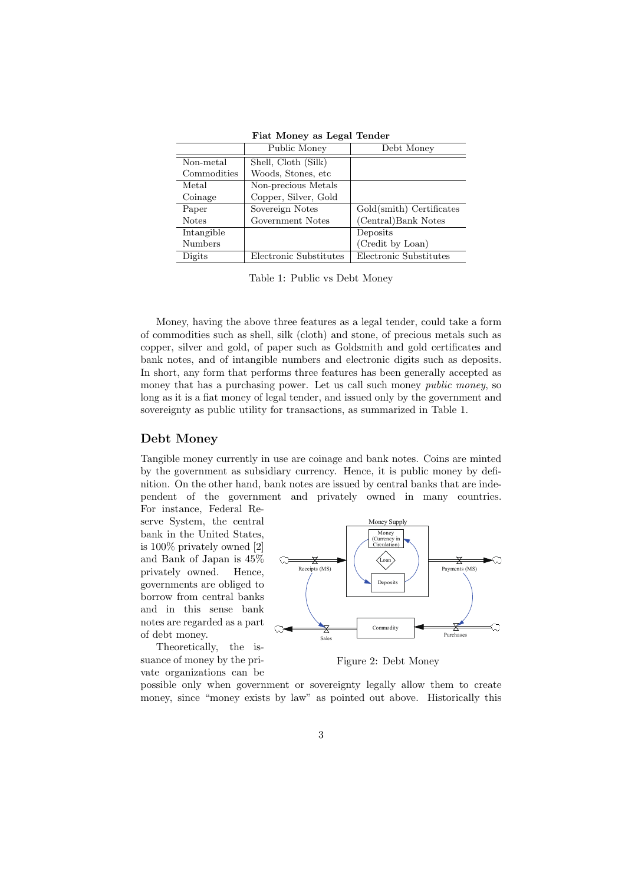**Fiat Money as Legal Tender**

| | Public Money | Debt Money |
|---|---|---|
| Non-metal Commodities | Shell, Cloth (Silk) Woods, Stones, etc | |
| Metal Coinage | Non-precious Metals Copper, Silver, Gold | |
| Paper Notes | Sovereign Notes Government Notes | Gold(smith) Certificates (Central)Bank Notes |
| Intangible Numbers | | Deposits (Credit by Loan) |
| Digits | Electronic Substitutes | Electronic Substitutes |

Table 1: Public vs Debt Money

Money, having the above three features as a legal tender, could take a form of commodities such as shell, silk (cloth) and stone, of precious metals such as copper, silver and gold, of paper such as Goldsmith and gold certificates and bank notes, and of intangible numbers and electronic digits such as deposits. In short, any form that performs three features has been generally accepted as money that has a purchasing power. Let us call such money *public money*, so long as it is a fiat money of legal tender, and issued only by the government and sovereignty as public utility for transactions, as summarized in Table 1.

## Debt Money

Tangible money currently in use are coinage and bank notes. Coins are minted by the government as subsidiary currency. Hence, it is public money by definition. On the other hand, bank notes are issued by central banks that are independent of the government and privately owned in many countries. For instance, Federal Reserve System, the central bank in the United States, is 100% privately owned [2] and Bank of Japan is 45% privately owned. Hence, governments are obliged to borrow from central banks and in this sense bank notes are regarded as a part of debt money.

Figure 2: Debt Money

Theoretically, the issuance of money by the private organizations can be possible only when government or sovereignty legally allow them to create money, since "money exists by law" as pointed out above. Historically this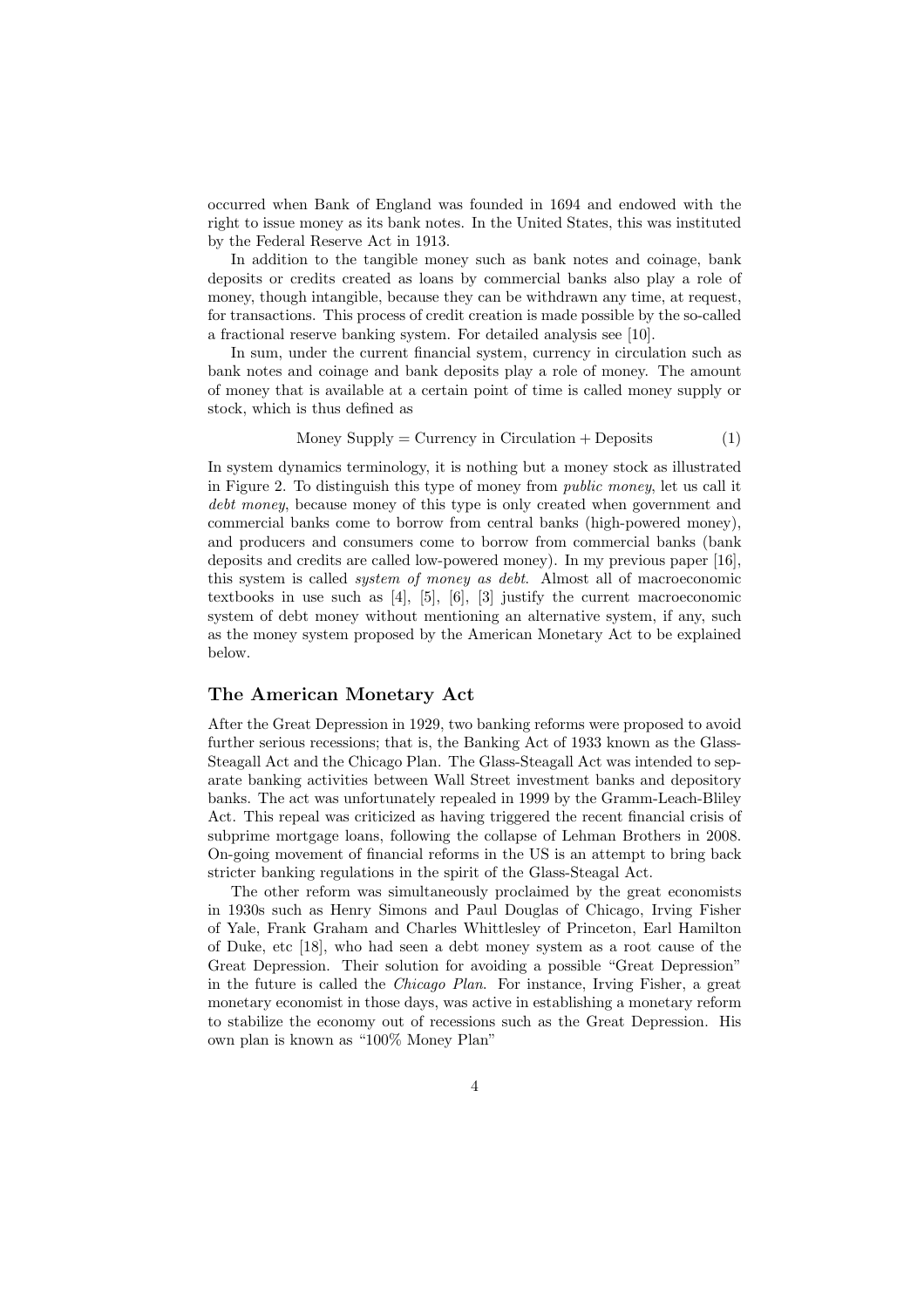occurred when Bank of England was founded in 1694 and endowed with the right to issue money as its bank notes. In the United States, this was instituted by the Federal Reserve Act in 1913.

In addition to the tangible money such as bank notes and coinage, bank deposits or credits created as loans by commercial banks also play a role of money, though intangible, because they can be withdrawn any time, at request, for transactions. This process of credit creation is made possible by the so-called a fractional reserve banking system. For detailed analysis see [10].

In sum, under the current financial system, currency in circulation such as bank notes and coinage and bank deposits play a role of money. The amount of money that is available at a certain point of time is called money supply or stock, which is thus defined as

$$\text{Money Supply} = \text{Currency in Circulation} + \text{Deposits} \tag{1}$$

In system dynamics terminology, it is nothing but a money stock as illustrated in Figure 2. To distinguish this type of money from *public money*, let us call it *debt money*, because money of this type is only created when government and commercial banks come to borrow from central banks (high-powered money), and producers and consumers come to borrow from commercial banks (bank deposits and credits are called low-powered money). In my previous paper [16], this system is called *system of money as debt*. Almost all of macroeconomic textbooks in use such as [4], [5], [6], [3] justify the current macroeconomic system of debt money without mentioning an alternative system, if any, such as the money system proposed by the American Monetary Act to be explained below.

## The American Monetary Act

After the Great Depression in 1929, two banking reforms were proposed to avoid further serious recessions; that is, the Banking Act of 1933 known as the Glass-Steagall Act and the Chicago Plan. The Glass-Steagall Act was intended to separate banking activities between Wall Street investment banks and depository banks. The act was unfortunately repealed in 1999 by the Gramm-Leach-Bliley Act. This repeal was criticized as having triggered the recent financial crisis of subprime mortgage loans, following the collapse of Lehman Brothers in 2008. On-going movement of financial reforms in the US is an attempt to bring back stricter banking regulations in the spirit of the Glass-Steagal Act.

The other reform was simultaneously proclaimed by the great economists in 1930s such as Henry Simons and Paul Douglas of Chicago, Irving Fisher of Yale, Frank Graham and Charles Whittlesley of Princeton, Earl Hamilton of Duke, etc [18], who had seen a debt money system as a root cause of the Great Depression. Their solution for avoiding a possible "Great Depression" in the future is called the *Chicago Plan*. For instance, Irving Fisher, a great monetary economist in those days, was active in establishing a monetary reform to stabilize the economy out of recessions such as the Great Depression. His own plan is known as "100% Money Plan"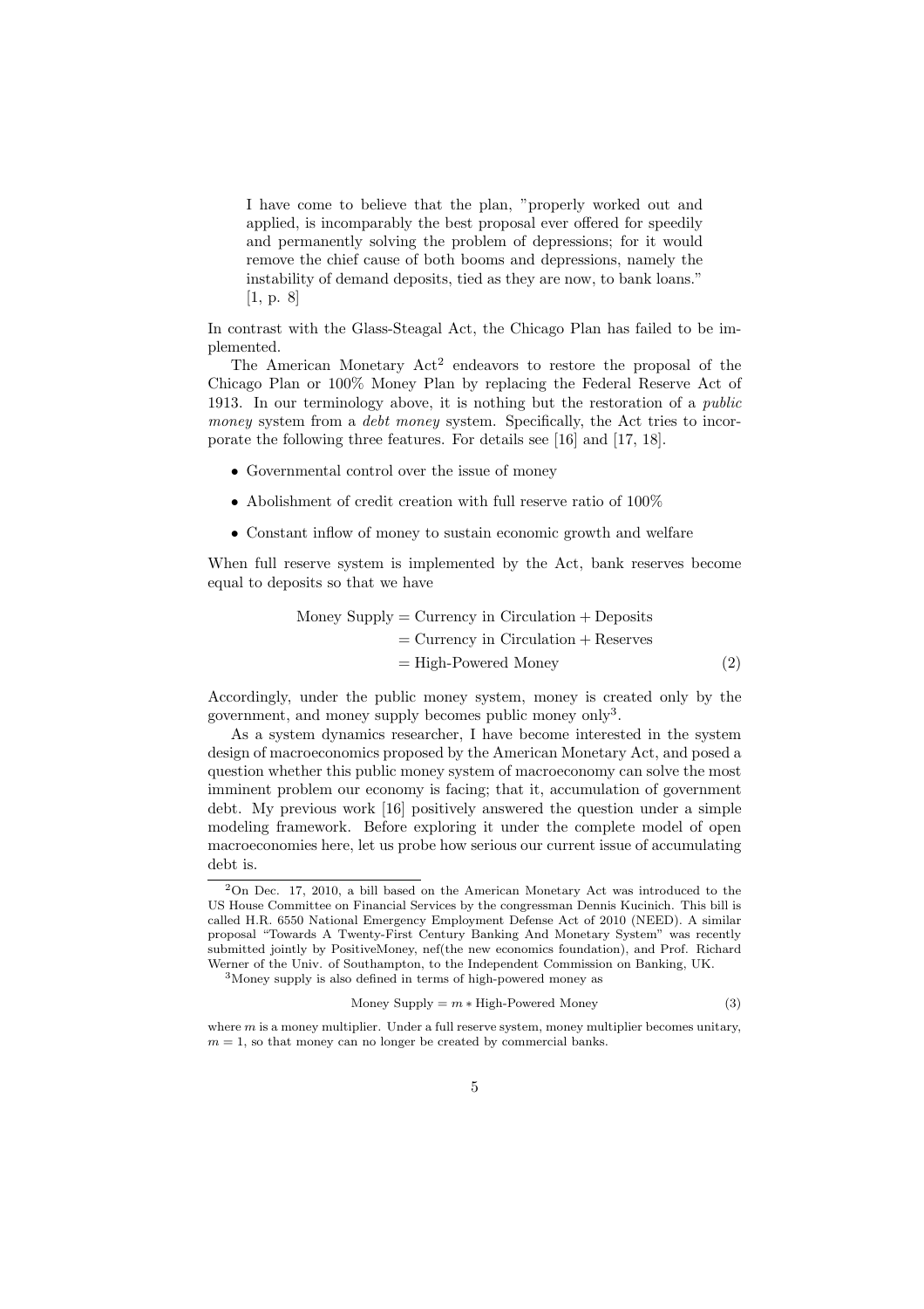> I have come to believe that the plan, "properly worked out and applied, is incomparably the best proposal ever offered for speedily and permanently solving the problem of depressions; for it would remove the chief cause of both booms and depressions, namely the instability of demand deposits, tied as they are now, to bank loans." [1, p. 8]

In contrast with the Glass-Steagal Act, the Chicago Plan has failed to be implemented.

The American Monetary Act[2] endeavors to restore the proposal of the Chicago Plan or 100% Money Plan by replacing the Federal Reserve Act of 1913. In our terminology above, it is nothing but the restoration of a *public money* system from a *debt money* system. Specifically, the Act tries to incorporate the following three features. For details see [16] and [17, 18].

- Governmental control over the issue of money
- Abolishment of credit creation with full reserve ratio of 100%
- Constant inflow of money to sustain economic growth and welfare

When full reserve system is implemented by the Act, bank reserves become equal to deposits so that we have

$$
\begin{aligned}
\text{Money Supply} &= \text{Currency in Circulation} + \text{Deposits} \\
&= \text{Currency in Circulation} + \text{Reserves} \\
&= \text{High-Powered Money}
\end{aligned}
\tag{2}
$$

Accordingly, under the public money system, money is created only by the government, and money supply becomes public money only[3].

As a system dynamics researcher, I have become interested in the system design of macroeconomics proposed by the American Monetary Act, and posed a question whether this public money system of macroeconomy can solve the most imminent problem our economy is facing; that it, accumulation of government debt. My previous work [16] positively answered the question under a simple modeling framework. Before exploring it under the complete model of open macroeconomies here, let us probe how serious our current issue of accumulating debt is.

---

[2] On Dec. 17, 2010, a bill based on the American Monetary Act was introduced to the US House Committee on Financial Services by the congressman Dennis Kucinich. This bill is called H.R. 6550 National Emergency Employment Defense Act of 2010 (NEED). A similar proposal "Towards A Twenty-First Century Banking And Monetary System" was recently submitted jointly by PositiveMoney, nef(the new economics foundation), and Prof. Richard Werner of the Univ. of Southampton, to the Independent Commission on Banking, UK.

[3] Money supply is also defined in terms of high-powered money as

$$
\text{Money Supply} = m * \text{High-Powered Money} \tag{3}
$$

where $m$ is a money multiplier. Under a full reserve system, money multiplier becomes unitary, $m = 1$, so that money can no longer be created by commercial banks.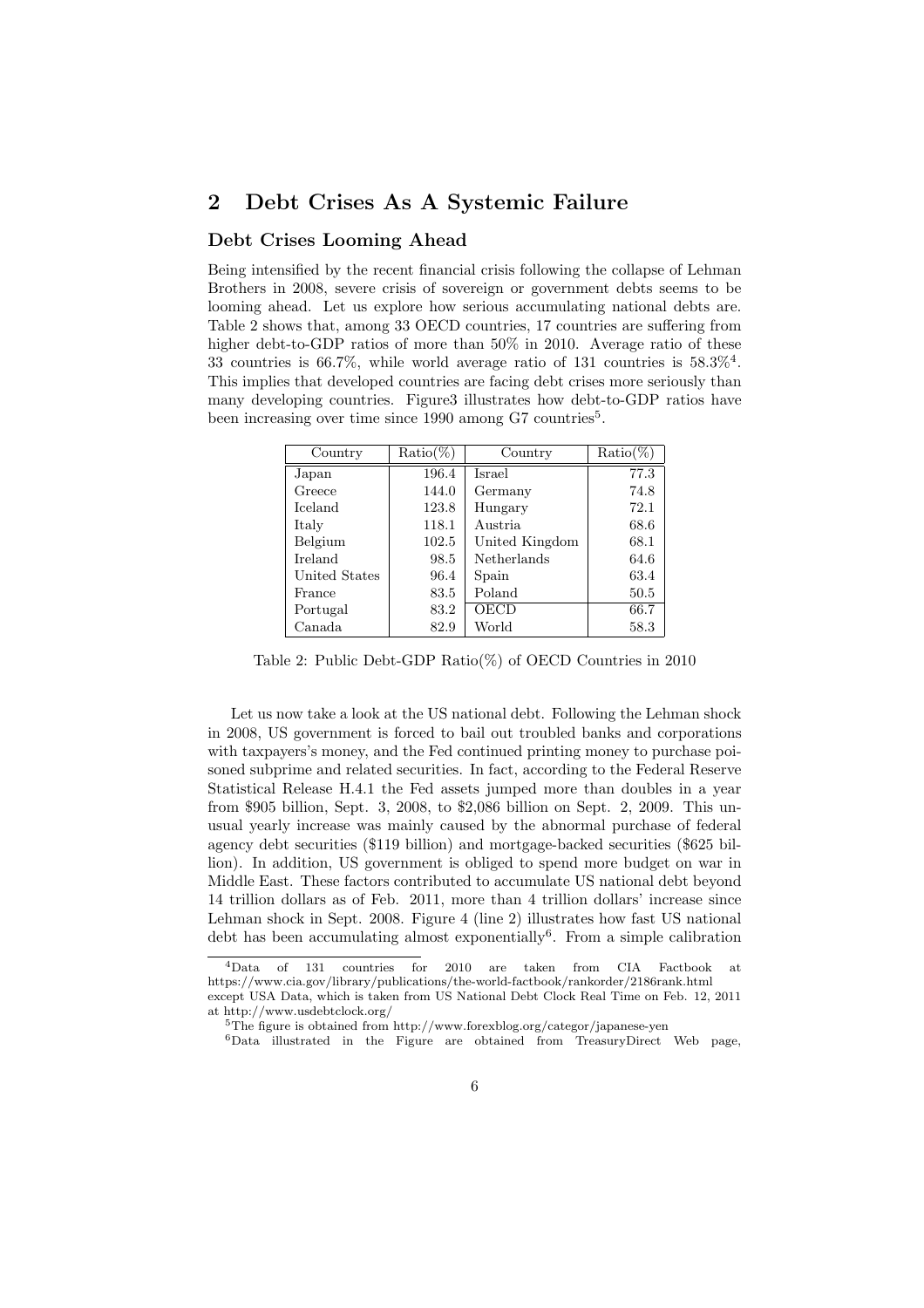## 2 Debt Crises As A Systemic Failure

### Debt Crises Looming Ahead

Being intensified by the recent financial crisis following the collapse of Lehman Brothers in 2008, severe crisis of sovereign or government debts seems to be looming ahead. Let us explore how serious accumulating national debts are. Table 2 shows that, among 33 OECD countries, 17 countries are suffering from higher debt-to-GDP ratios of more than 50% in 2010. Average ratio of these 33 countries is 66.7%, while world average ratio of 131 countries is 58.3%[4]. This implies that developed countries are facing debt crises more seriously than many developing countries. Figure3 illustrates how debt-to-GDP ratios have been increasing over time since 1990 among G7 countries[5].

| Country | Ratio(%) | Country | Ratio(%) |
|---|---|---|---|
| Japan | 196.4 | Israel | 77.3 |
| Greece | 144.0 | Germany | 74.8 |
| Iceland | 123.8 | Hungary | 72.1 |
| Italy | 118.1 | Austria | 68.6 |
| Belgium | 102.5 | United Kingdom | 68.1 |
| Ireland | 98.5 | Netherlands | 64.6 |
| United States | 96.4 | Spain | 63.4 |
| France | 83.5 | Poland | 50.5 |
| Portugal | 83.2 | OECD | 66.7 |
| Canada | 82.9 | World | 58.3 |

Table 2: Public Debt-GDP Ratio(%) of OECD Countries in 2010

Let us now take a look at the US national debt. Following the Lehman shock in 2008, US government is forced to bail out troubled banks and corporations with taxpayers's money, and the Fed continued printing money to purchase poisoned subprime and related securities. In fact, according to the Federal Reserve Statistical Release H.4.1 the Fed assets jumped more than doubles in a year from $905 billion, Sept. 3, 2008, to $2,086 billion on Sept. 2, 2009. This unusual yearly increase was mainly caused by the abnormal purchase of federal agency debt securities ($119 billion) and mortgage-backed securities ($625 billion). In addition, US government is obliged to spend more budget on war in Middle East. These factors contributed to accumulate US national debt beyond 14 trillion dollars as of Feb. 2011, more than 4 trillion dollars' increase since Lehman shock in Sept. 2008. Figure 4 (line 2) illustrates how fast US national debt has been accumulating almost exponentially[6]. From a simple calibration

[4]Data of 131 countries for 2010 are taken from CIA Factbook at https://www.cia.gov/library/publications/the-world-factbook/rankorder/2186rank.html except USA Data, which is taken from US National Debt Clock Real Time on Feb. 12, 2011 at http://www.usdebtclock.org/

[5]The figure is obtained from http://www.forexblog.org/categor/japanese-yen

[6]Data illustrated in the Figure are obtained from TreasuryDirect Web page,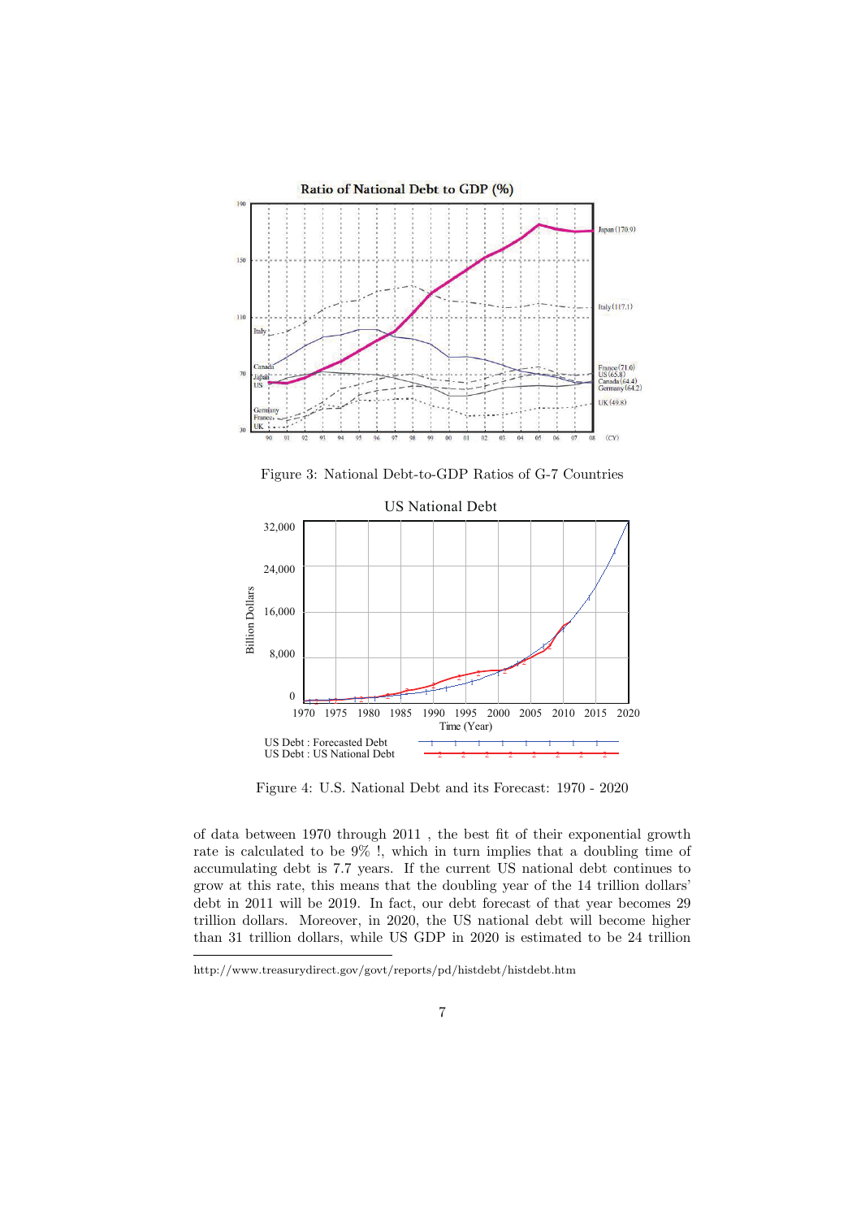Figure 3: National Debt-to-GDP Ratios of G-7 Countries

Figure 4: U.S. National Debt and its Forecast: 1970 - 2020

of data between 1970 through 2011 , the best fit of their exponential growth rate is calculated to be 9% !, which in turn implies that a doubling time of accumulating debt is 7.7 years. If the current US national debt continues to grow at this rate, this means that the doubling year of the 14 trillion dollars' debt in 2011 will be 2019. In fact, our debt forecast of that year becomes 29 trillion dollars. Moreover, in 2020, the US national debt will become higher than 31 trillion dollars, while US GDP in 2020 is estimated to be 24 trillion

---

http://www.treasurydirect.gov/govt/reports/pd/histdebt/histdebt.htm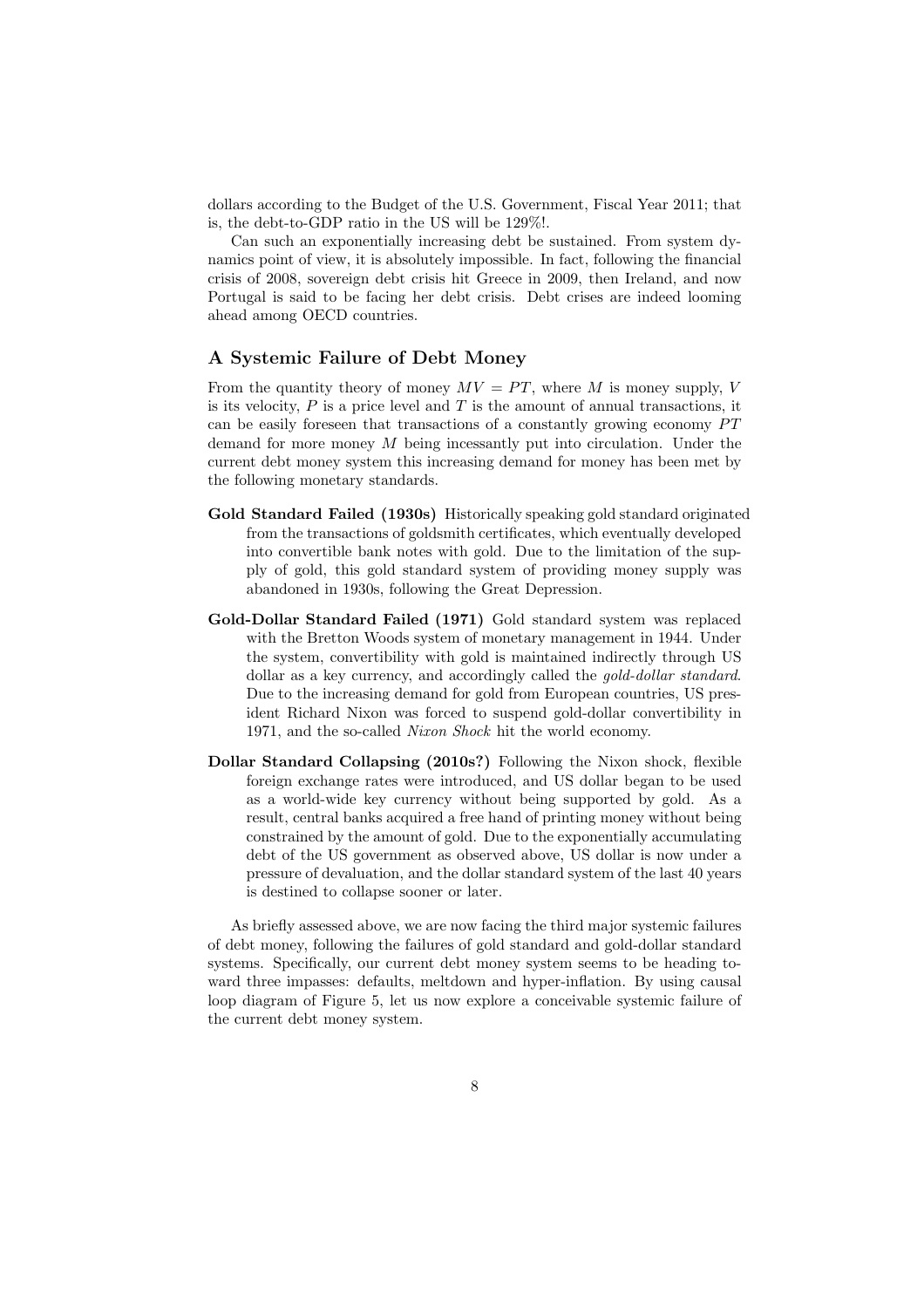dollars according to the Budget of the U.S. Government, Fiscal Year 2011; that is, the debt-to-GDP ratio in the US will be 129%!.

Can such an exponentially increasing debt be sustained. From system dynamics point of view, it is absolutely impossible. In fact, following the financial crisis of 2008, sovereign debt crisis hit Greece in 2009, then Ireland, and now Portugal is said to be facing her debt crisis. Debt crises are indeed looming ahead among OECD countries.

## A Systemic Failure of Debt Money

From the quantity theory of money $MV = PT$, where $M$ is money supply, $V$ is its velocity, $P$ is a price level and $T$ is the amount of annual transactions, it can be easily foreseen that transactions of a constantly growing economy $PT$ demand for more money $M$ being incessantly put into circulation. Under the current debt money system this increasing demand for money has been met by the following monetary standards.

**Gold Standard Failed (1930s)** Historically speaking gold standard originated from the transactions of goldsmith certificates, which eventually developed into convertible bank notes with gold. Due to the limitation of the supply of gold, this gold standard system of providing money supply was abandoned in 1930s, following the Great Depression.

**Gold-Dollar Standard Failed (1971)** Gold standard system was replaced with the Bretton Woods system of monetary management in 1944. Under the system, convertibility with gold is maintained indirectly through US dollar as a key currency, and accordingly called the *gold-dollar standard*. Due to the increasing demand for gold from European countries, US president Richard Nixon was forced to suspend gold-dollar convertibility in 1971, and the so-called *Nixon Shock* hit the world economy.

**Dollar Standard Collapsing (2010s?)** Following the Nixon shock, flexible foreign exchange rates were introduced, and US dollar began to be used as a world-wide key currency without being supported by gold. As a result, central banks acquired a free hand of printing money without being constrained by the amount of gold. Due to the exponentially accumulating debt of the US government as observed above, US dollar is now under a pressure of devaluation, and the dollar standard system of the last 40 years is destined to collapse sooner or later.

As briefly assessed above, we are now facing the third major systemic failures of debt money, following the failures of gold standard and gold-dollar standard systems. Specifically, our current debt money system seems to be heading toward three impasses: defaults, meltdown and hyper-inflation. By using causal loop diagram of Figure 5, let us now explore a conceivable systemic failure of the current debt money system.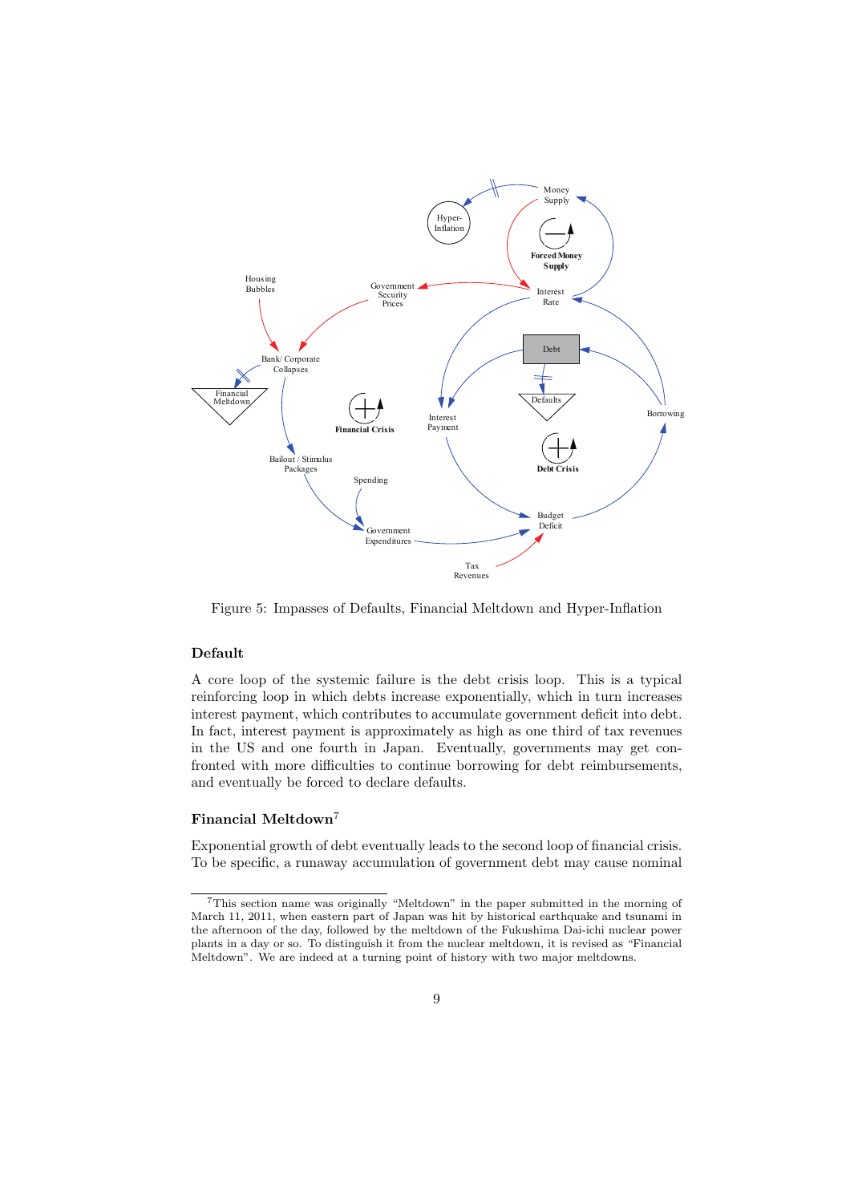Figure 5: Impasses of Defaults, Financial Meltdown and Hyper-Inflation

### Default

A core loop of the systemic failure is the debt crisis loop. This is a typical reinforcing loop in which debts increase exponentially, which in turn increases interest payment, which contributes to accumulate government deficit into debt. In fact, interest payment is approximately as high as one third of tax revenues in the US and one fourth in Japan. Eventually, governments may get confronted with more difficulties to continue borrowing for debt reimbursements, and eventually be forced to declare defaults.

### Financial Meltdown[7]

Exponential growth of debt eventually leads to the second loop of financial crisis. To be specific, a runaway accumulation of government debt may cause nominal

[7] This section name was originally "Meltdown" in the paper submitted in the morning of March 11, 2011, when eastern part of Japan was hit by historical earthquake and tsunami in the afternoon of the day, followed by the meltdown of the Fukushima Dai-ichi nuclear power plants in a day or so. To distinguish it from the nuclear meltdown, it is revised as "Financial Meltdown". We are indeed at a turning point of history with two major meltdowns.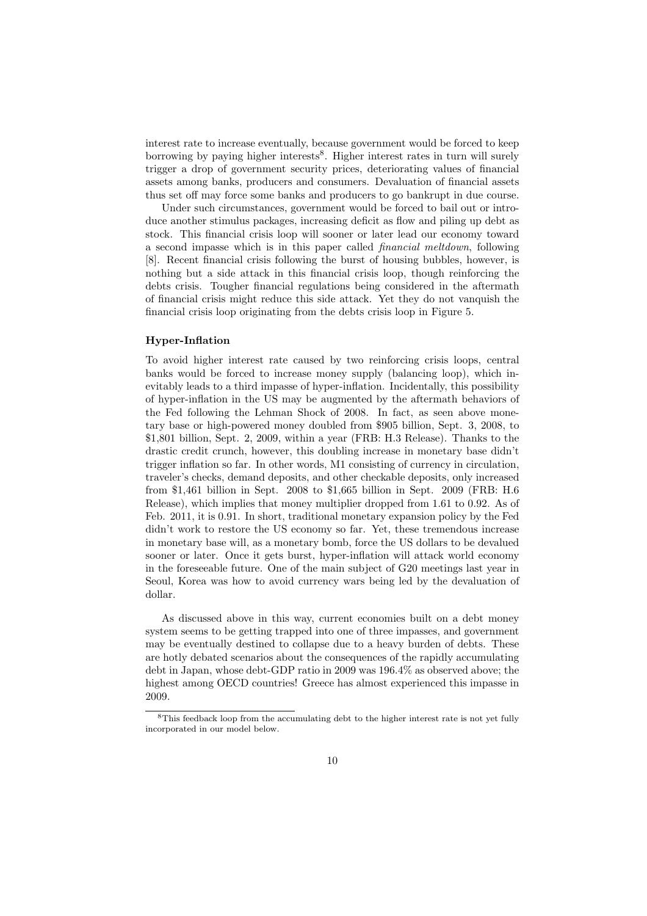interest rate to increase eventually, because government would be forced to keep borrowing by paying higher interests[8]. Higher interest rates in turn will surely trigger a drop of government security prices, deteriorating values of financial assets among banks, producers and consumers. Devaluation of financial assets thus set off may force some banks and producers to go bankrupt in due course.

Under such circumstances, government would be forced to bail out or introduce another stimulus packages, increasing deficit as flow and piling up debt as stock. This financial crisis loop will sooner or later lead our economy toward a second impasse which is in this paper called *financial meltdown*, following [8]. Recent financial crisis following the burst of housing bubbles, however, is nothing but a side attack in this financial crisis loop, though reinforcing the debts crisis. Tougher financial regulations being considered in the aftermath of financial crisis might reduce this side attack. Yet they do not vanquish the financial crisis loop originating from the debts crisis loop in Figure 5.

#### Hyper-Inflation

To avoid higher interest rate caused by two reinforcing crisis loops, central banks would be forced to increase money supply (balancing loop), which inevitably leads to a third impasse of hyper-inflation. Incidentally, this possibility of hyper-inflation in the US may be augmented by the aftermath behaviors of the Fed following the Lehman Shock of 2008. In fact, as seen above monetary base or high-powered money doubled from \$905 billion, Sept. 3, 2008, to \$1,801 billion, Sept. 2, 2009, within a year (FRB: H.3 Release). Thanks to the drastic credit crunch, however, this doubling increase in monetary base didn't trigger inflation so far. In other words, M1 consisting of currency in circulation, traveler's checks, demand deposits, and other checkable deposits, only increased from \$1,461 billion in Sept. 2008 to \$1,665 billion in Sept. 2009 (FRB: H.6 Release), which implies that money multiplier dropped from 1.61 to 0.92. As of Feb. 2011, it is 0.91. In short, traditional monetary expansion policy by the Fed didn't work to restore the US economy so far. Yet, these tremendous increase in monetary base will, as a monetary bomb, force the US dollars to be devalued sooner or later. Once it gets burst, hyper-inflation will attack world economy in the foreseeable future. One of the main subject of G20 meetings last year in Seoul, Korea was how to avoid currency wars being led by the devaluation of dollar.

As discussed above in this way, current economies built on a debt money system seems to be getting trapped into one of three impasses, and government may be eventually destined to collapse due to a heavy burden of debts. These are hotly debated scenarios about the consequences of the rapidly accumulating debt in Japan, whose debt-GDP ratio in 2009 was 196.4% as observed above; the highest among OECD countries! Greece has almost experienced this impasse in 2009.

[8]This feedback loop from the accumulating debt to the higher interest rate is not yet fully incorporated in our model below.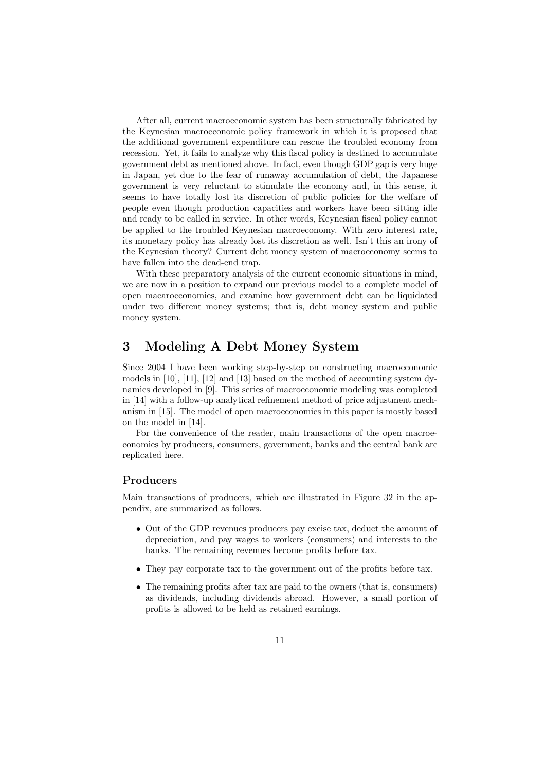After all, current macroeconomic system has been structurally fabricated by the Keynesian macroeconomic policy framework in which it is proposed that the additional government expenditure can rescue the troubled economy from recession. Yet, it fails to analyze why this fiscal policy is destined to accumulate government debt as mentioned above. In fact, even though GDP gap is very huge in Japan, yet due to the fear of runaway accumulation of debt, the Japanese government is very reluctant to stimulate the economy and, in this sense, it seems to have totally lost its discretion of public policies for the welfare of people even though production capacities and workers have been sitting idle and ready to be called in service. In other words, Keynesian fiscal policy cannot be applied to the troubled Keynesian macroeconomy. With zero interest rate, its monetary policy has already lost its discretion as well. Isn't this an irony of the Keynesian theory? Current debt money system of macroeconomy seems to have fallen into the dead-end trap.

With these preparatory analysis of the current economic situations in mind, we are now in a position to expand our previous model to a complete model of open macaroeconomies, and examine how government debt can be liquidated under two different money systems; that is, debt money system and public money system.

# 3 Modeling A Debt Money System

Since 2004 I have been working step-by-step on constructing macroeconomic models in [10], [11], [12] and [13] based on the method of accounting system dynamics developed in [9]. This series of macroeconomic modeling was completed in [14] with a follow-up analytical refinement method of price adjustment mechanism in [15]. The model of open macroeconomies in this paper is mostly based on the model in [14].

For the convenience of the reader, main transactions of the open macroeconomies by producers, consumers, government, banks and the central bank are replicated here.

### Producers

Main transactions of producers, which are illustrated in Figure 32 in the appendix, are summarized as follows.

- Out of the GDP revenues producers pay excise tax, deduct the amount of depreciation, and pay wages to workers (consumers) and interests to the banks. The remaining revenues become profits before tax.
- They pay corporate tax to the government out of the profits before tax.
- The remaining profits after tax are paid to the owners (that is, consumers) as dividends, including dividends abroad. However, a small portion of profits is allowed to be held as retained earnings.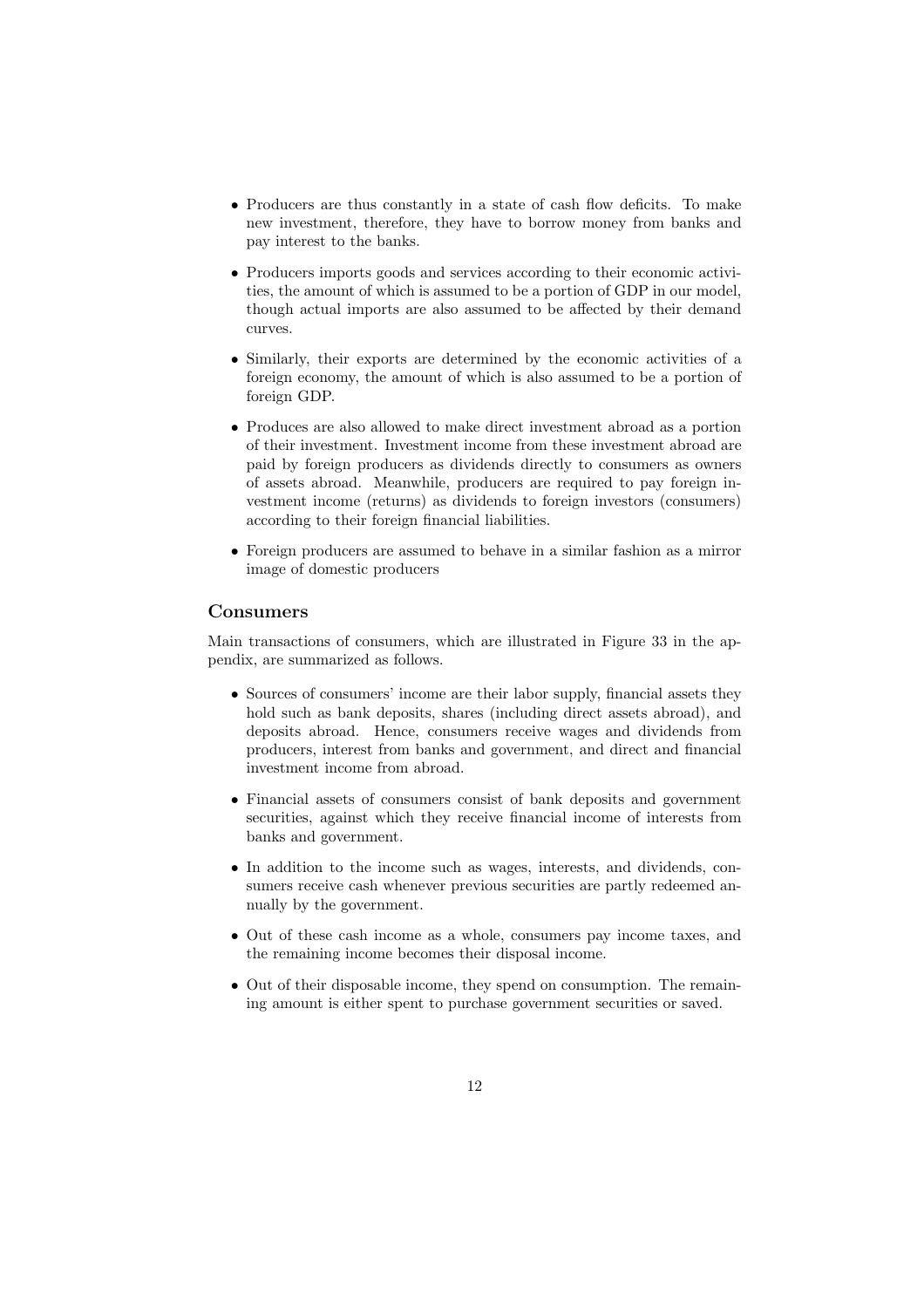- Producers are thus constantly in a state of cash flow deficits. To make new investment, therefore, they have to borrow money from banks and pay interest to the banks.
- Producers imports goods and services according to their economic activities, the amount of which is assumed to be a portion of GDP in our model, though actual imports are also assumed to be affected by their demand curves.
- Similarly, their exports are determined by the economic activities of a foreign economy, the amount of which is also assumed to be a portion of foreign GDP.
- Produces are also allowed to make direct investment abroad as a portion of their investment. Investment income from these investment abroad are paid by foreign producers as dividends directly to consumers as owners of assets abroad. Meanwhile, producers are required to pay foreign investment income (returns) as dividends to foreign investors (consumers) according to their foreign financial liabilities.
- Foreign producers are assumed to behave in a similar fashion as a mirror image of domestic producers

### Consumers

Main transactions of consumers, which are illustrated in Figure 33 in the appendix, are summarized as follows.

- Sources of consumers' income are their labor supply, financial assets they hold such as bank deposits, shares (including direct assets abroad), and deposits abroad. Hence, consumers receive wages and dividends from producers, interest from banks and government, and direct and financial investment income from abroad.
- Financial assets of consumers consist of bank deposits and government securities, against which they receive financial income of interests from banks and government.
- In addition to the income such as wages, interests, and dividends, consumers receive cash whenever previous securities are partly redeemed annually by the government.
- Out of these cash income as a whole, consumers pay income taxes, and the remaining income becomes their disposal income.
- Out of their disposable income, they spend on consumption. The remaining amount is either spent to purchase government securities or saved.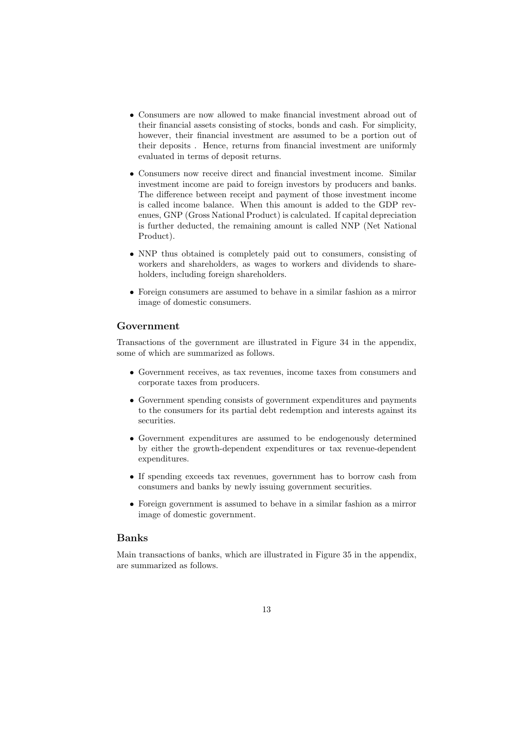- Consumers are now allowed to make financial investment abroad out of their financial assets consisting of stocks, bonds and cash. For simplicity, however, their financial investment are assumed to be a portion out of their deposits . Hence, returns from financial investment are uniformly evaluated in terms of deposit returns.
- Consumers now receive direct and financial investment income. Similar investment income are paid to foreign investors by producers and banks. The difference between receipt and payment of those investment income is called income balance. When this amount is added to the GDP revenues, GNP (Gross National Product) is calculated. If capital depreciation is further deducted, the remaining amount is called NNP (Net National Product).
- NNP thus obtained is completely paid out to consumers, consisting of workers and shareholders, as wages to workers and dividends to shareholders, including foreign shareholders.
- Foreign consumers are assumed to behave in a similar fashion as a mirror image of domestic consumers.

### Government

Transactions of the government are illustrated in Figure 34 in the appendix, some of which are summarized as follows.

- Government receives, as tax revenues, income taxes from consumers and corporate taxes from producers.
- Government spending consists of government expenditures and payments to the consumers for its partial debt redemption and interests against its securities.
- Government expenditures are assumed to be endogenously determined by either the growth-dependent expenditures or tax revenue-dependent expenditures.
- If spending exceeds tax revenues, government has to borrow cash from consumers and banks by newly issuing government securities.
- Foreign government is assumed to behave in a similar fashion as a mirror image of domestic government.

### Banks

Main transactions of banks, which are illustrated in Figure 35 in the appendix, are summarized as follows.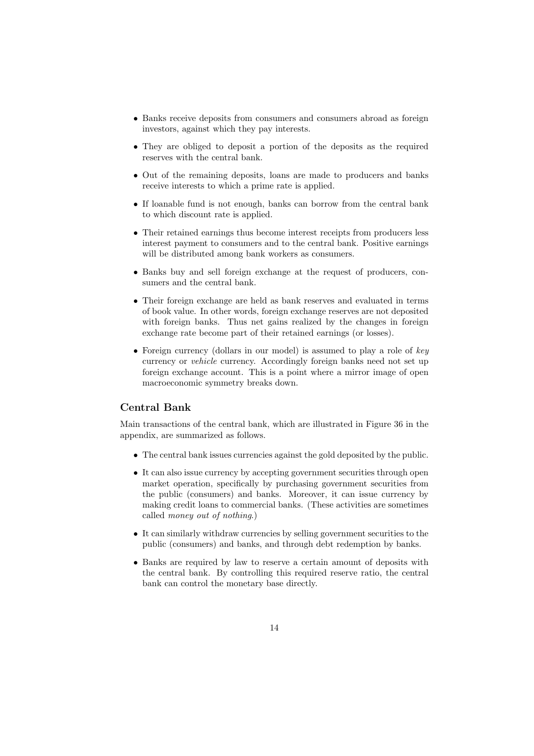- Banks receive deposits from consumers and consumers abroad as foreign investors, against which they pay interests.
- They are obliged to deposit a portion of the deposits as the required reserves with the central bank.
- Out of the remaining deposits, loans are made to producers and banks receive interests to which a prime rate is applied.
- If loanable fund is not enough, banks can borrow from the central bank to which discount rate is applied.
- Their retained earnings thus become interest receipts from producers less interest payment to consumers and to the central bank. Positive earnings will be distributed among bank workers as consumers.
- Banks buy and sell foreign exchange at the request of producers, consumers and the central bank.
- Their foreign exchange are held as bank reserves and evaluated in terms of book value. In other words, foreign exchange reserves are not deposited with foreign banks. Thus net gains realized by the changes in foreign exchange rate become part of their retained earnings (or losses).
- Foreign currency (dollars in our model) is assumed to play a role of *key* currency or *vehicle* currency. Accordingly foreign banks need not set up foreign exchange account. This is a point where a mirror image of open macroeconomic symmetry breaks down.

### Central Bank

Main transactions of the central bank, which are illustrated in Figure 36 in the appendix, are summarized as follows.

- The central bank issues currencies against the gold deposited by the public.
- It can also issue currency by accepting government securities through open market operation, specifically by purchasing government securities from the public (consumers) and banks. Moreover, it can issue currency by making credit loans to commercial banks. (These activities are sometimes called *money out of nothing*.)
- It can similarly withdraw currencies by selling government securities to the public (consumers) and banks, and through debt redemption by banks.
- Banks are required by law to reserve a certain amount of deposits with the central bank. By controlling this required reserve ratio, the central bank can control the monetary base directly.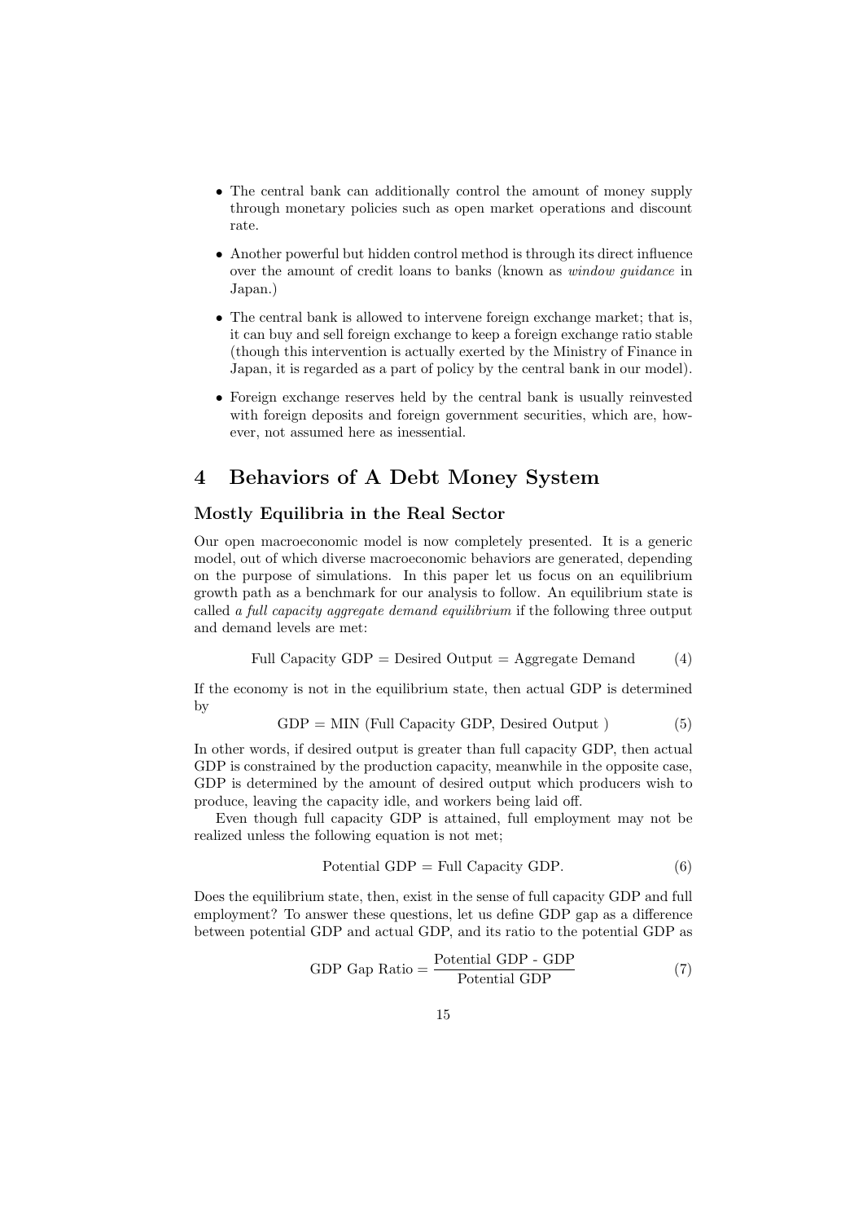- The central bank can additionally control the amount of money supply through monetary policies such as open market operations and discount rate.
- Another powerful but hidden control method is through its direct influence over the amount of credit loans to banks (known as *window guidance* in Japan.)
- The central bank is allowed to intervene foreign exchange market; that is, it can buy and sell foreign exchange to keep a foreign exchange ratio stable (though this intervention is actually exerted by the Ministry of Finance in Japan, it is regarded as a part of policy by the central bank in our model).
- Foreign exchange reserves held by the central bank is usually reinvested with foreign deposits and foreign government securities, which are, however, not assumed here as inessential.

# 4 Behaviors of A Debt Money System

### Mostly Equilibria in the Real Sector

Our open macroeconomic model is now completely presented. It is a generic model, out of which diverse macroeconomic behaviors are generated, depending on the purpose of simulations. In this paper let us focus on an equilibrium growth path as a benchmark for our analysis to follow. An equilibrium state is called *a full capacity aggregate demand equilibrium* if the following three output and demand levels are met:

$$\text{Full Capacity GDP} = \text{Desired Output} = \text{Aggregate Demand} \tag{4}$$

If the economy is not in the equilibrium state, then actual GDP is determined by

$$\text{GDP} = \text{MIN (Full Capacity GDP, Desired Output )} \tag{5}$$

In other words, if desired output is greater than full capacity GDP, then actual GDP is constrained by the production capacity, meanwhile in the opposite case, GDP is determined by the amount of desired output which producers wish to produce, leaving the capacity idle, and workers being laid off.

Even though full capacity GDP is attained, full employment may not be realized unless the following equation is not met;

$$\text{Potential GDP} = \text{Full Capacity GDP}. \tag{6}$$

Does the equilibrium state, then, exist in the sense of full capacity GDP and full employment? To answer these questions, let us define GDP gap as a difference between potential GDP and actual GDP, and its ratio to the potential GDP as

$$\text{GDP Gap Ratio} = \frac{\text{Potential GDP - GDP}}{\text{Potential GDP}} \tag{7}$$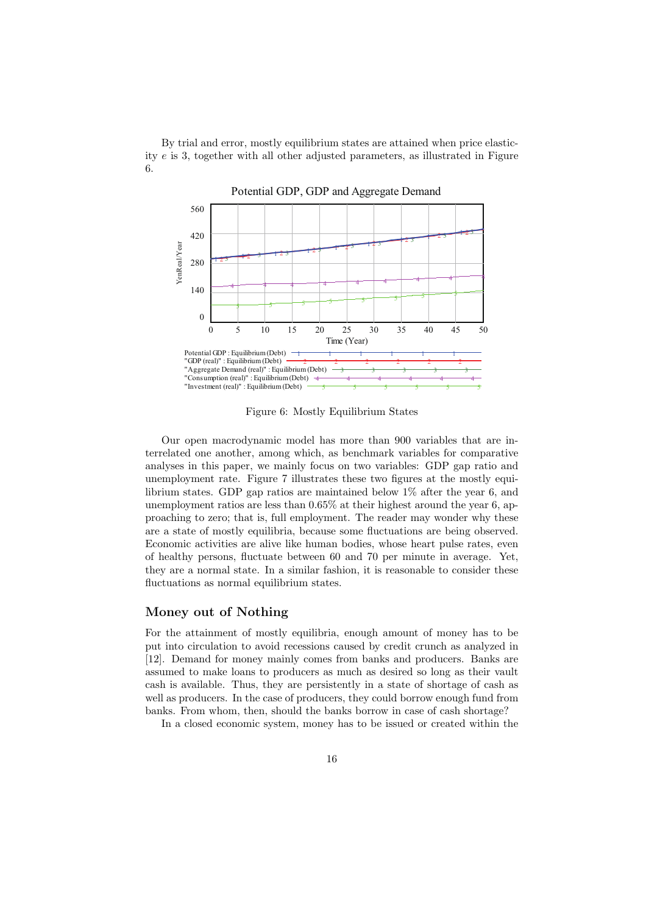By trial and error, mostly equilibrium states are attained when price elasticity $e$ is 3, together with all other adjusted parameters, as illustrated in Figure 6.

Figure 6: Mostly Equilibrium States

Our open macrodynamic model has more than 900 variables that are interrelated one another, among which, as benchmark variables for comparative analyses in this paper, we mainly focus on two variables: GDP gap ratio and unemployment rate. Figure 7 illustrates these two figures at the mostly equilibrium states. GDP gap ratios are maintained below 1% after the year 6, and unemployment ratios are less than 0.65% at their highest around the year 6, approaching to zero; that is, full employment. The reader may wonder why these are a state of mostly equilibria, because some fluctuations are being observed. Economic activities are alive like human bodies, whose heart pulse rates, even of healthy persons, fluctuate between 60 and 70 per minute in average. Yet, they are a normal state. In a similar fashion, it is reasonable to consider these fluctuations as normal equilibrium states.

## Money out of Nothing

For the attainment of mostly equilibria, enough amount of money has to be put into circulation to avoid recessions caused by credit crunch as analyzed in [12]. Demand for money mainly comes from banks and producers. Banks are assumed to make loans to producers as much as desired so long as their vault cash is available. Thus, they are persistently in a state of shortage of cash as well as producers. In the case of producers, they could borrow enough fund from banks. From whom, then, should the banks borrow in case of cash shortage?

In a closed economic system, money has to be issued or created within the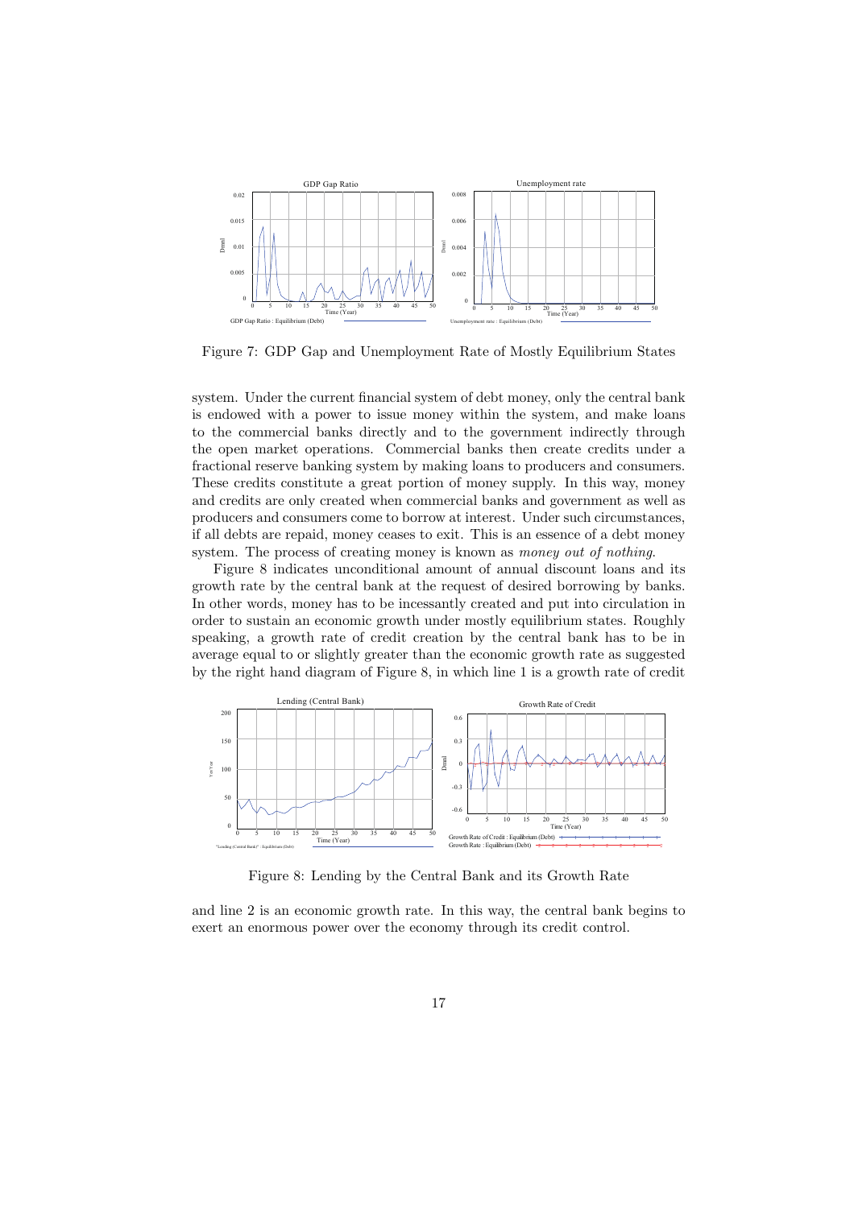Figure 7: GDP Gap and Unemployment Rate of Mostly Equilibrium States

system. Under the current financial system of debt money, only the central bank is endowed with a power to issue money within the system, and make loans to the commercial banks directly and to the government indirectly through the open market operations. Commercial banks then create credits under a fractional reserve banking system by making loans to producers and consumers. These credits constitute a great portion of money supply. In this way, money and credits are only created when commercial banks and government as well as producers and consumers come to borrow at interest. Under such circumstances, if all debts are repaid, money ceases to exit. This is an essence of a debt money system. The process of creating money is known as *money out of nothing*.

Figure 8 indicates unconditional amount of annual discount loans and its growth rate by the central bank at the request of desired borrowing by banks. In other words, money has to be incessantly created and put into circulation in order to sustain an economic growth under mostly equilibrium states. Roughly speaking, a growth rate of credit creation by the central bank has to be in average equal to or slightly greater than the economic growth rate as suggested by the right hand diagram of Figure 8, in which line 1 is a growth rate of credit

Figure 8: Lending by the Central Bank and its Growth Rate

and line 2 is an economic growth rate. In this way, the central bank begins to exert an enormous power over the economy through its credit control.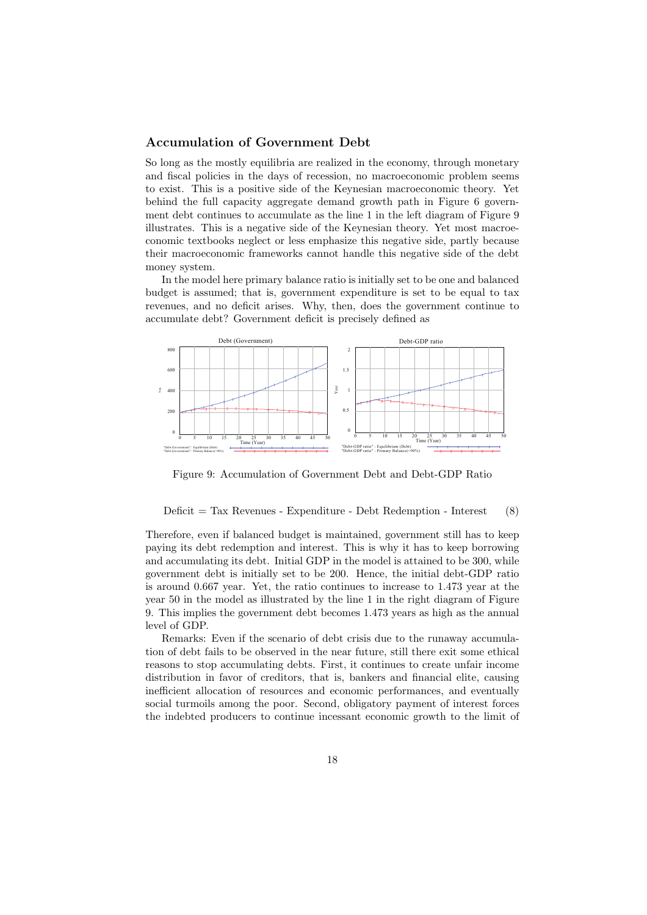## Accumulation of Government Debt

So long as the mostly equilibria are realized in the economy, through monetary and fiscal policies in the days of recession, no macroeconomic problem seems to exist. This is a positive side of the Keynesian macroeconomic theory. Yet behind the full capacity aggregate demand growth path in Figure 6 government debt continues to accumulate as the line 1 in the left diagram of Figure 9 illustrates. This is a negative side of the Keynesian theory. Yet most macroeconomic textbooks neglect or less emphasize this negative side, partly because their macroeconomic frameworks cannot handle this negative side of the debt money system.

In the model here primary balance ratio is initially set to be one and balanced budget is assumed; that is, government expenditure is set to be equal to tax revenues, and no deficit arises. Why, then, does the government continue to accumulate debt? Government deficit is precisely defined as

Figure 9: Accumulation of Government Debt and Debt-GDP Ratio

$$\text{Deficit} = \text{Tax Revenues - Expenditure - Debt Redemption - Interest} \quad (8)$$

Therefore, even if balanced budget is maintained, government still has to keep paying its debt redemption and interest. This is why it has to keep borrowing and accumulating its debt. Initial GDP in the model is attained to be 300, while government debt is initially set to be 200. Hence, the initial debt-GDP ratio is around 0.667 year. Yet, the ratio continues to increase to 1.473 year at the year 50 in the model as illustrated by the line 1 in the right diagram of Figure 9. This implies the government debt becomes 1.473 years as high as the annual level of GDP.

Remarks: Even if the scenario of debt crisis due to the runaway accumulation of debt fails to be observed in the near future, still there exit some ethical reasons to stop accumulating debts. First, it continues to create unfair income distribution in favor of creditors, that is, bankers and financial elite, causing inefficient allocation of resources and economic performances, and eventually social turmoils among the poor. Second, obligatory payment of interest forces the indebted producers to continue incessant economic growth to the limit of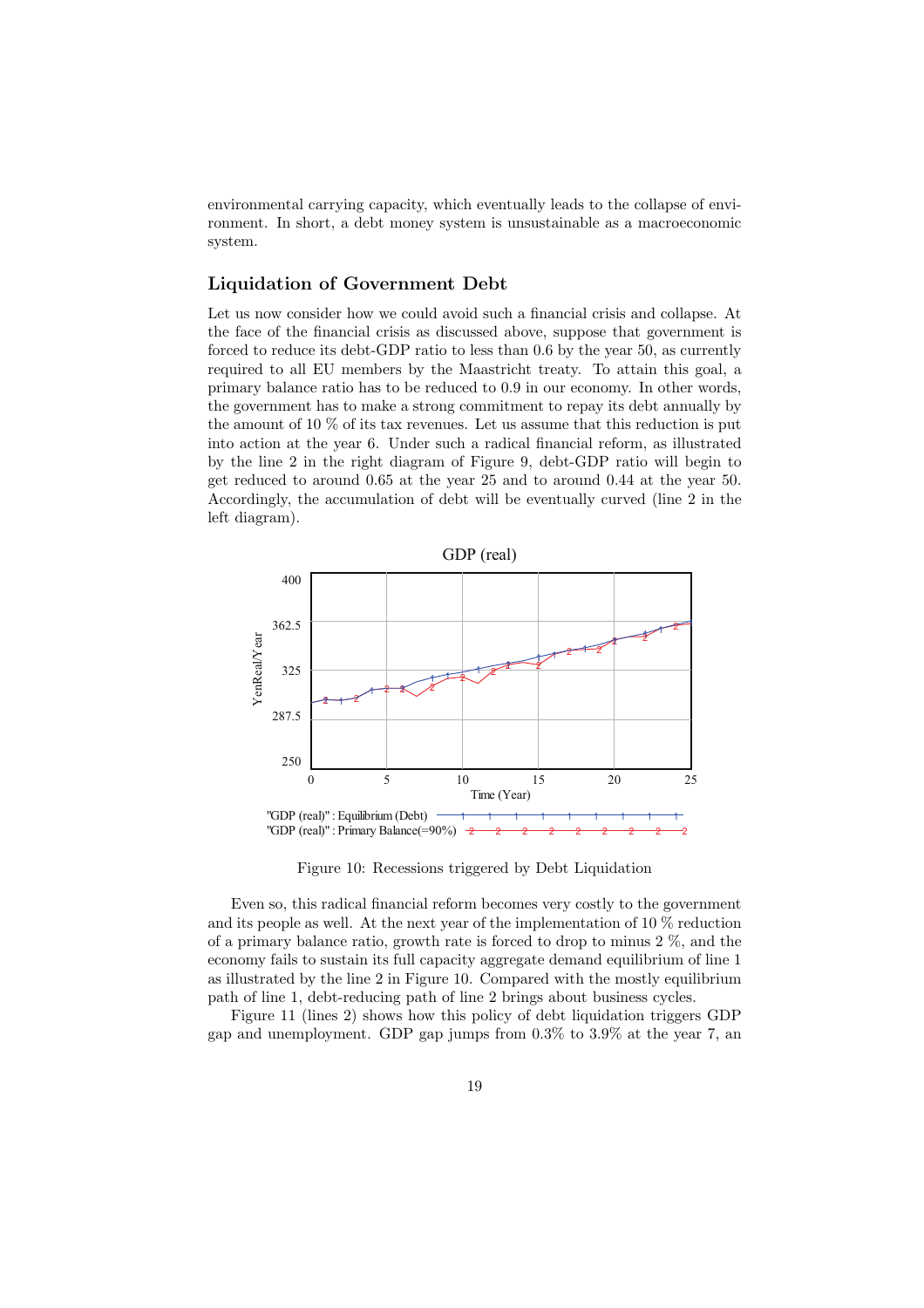environmental carrying capacity, which eventually leads to the collapse of environment. In short, a debt money system is unsustainable as a macroeconomic system.

## Liquidation of Government Debt

Let us now consider how we could avoid such a financial crisis and collapse. At the face of the financial crisis as discussed above, suppose that government is forced to reduce its debt-GDP ratio to less than 0.6 by the year 50, as currently required to all EU members by the Maastricht treaty. To attain this goal, a primary balance ratio has to be reduced to 0.9 in our economy. In other words, the government has to make a strong commitment to repay its debt annually by the amount of 10 % of its tax revenues. Let us assume that this reduction is put into action at the year 6. Under such a radical financial reform, as illustrated by the line 2 in the right diagram of Figure 9, debt-GDP ratio will begin to get reduced to around 0.65 at the year 25 and to around 0.44 at the year 50. Accordingly, the accumulation of debt will be eventually curved (line 2 in the left diagram).

Figure 10: Recessions triggered by Debt Liquidation

Even so, this radical financial reform becomes very costly to the government and its people as well. At the next year of the implementation of 10 % reduction of a primary balance ratio, growth rate is forced to drop to minus 2 %, and the economy fails to sustain its full capacity aggregate demand equilibrium of line 1 as illustrated by the line 2 in Figure 10. Compared with the mostly equilibrium path of line 1, debt-reducing path of line 2 brings about business cycles.

Figure 11 (lines 2) shows how this policy of debt liquidation triggers GDP gap and unemployment. GDP gap jumps from 0.3% to 3.9% at the year 7, an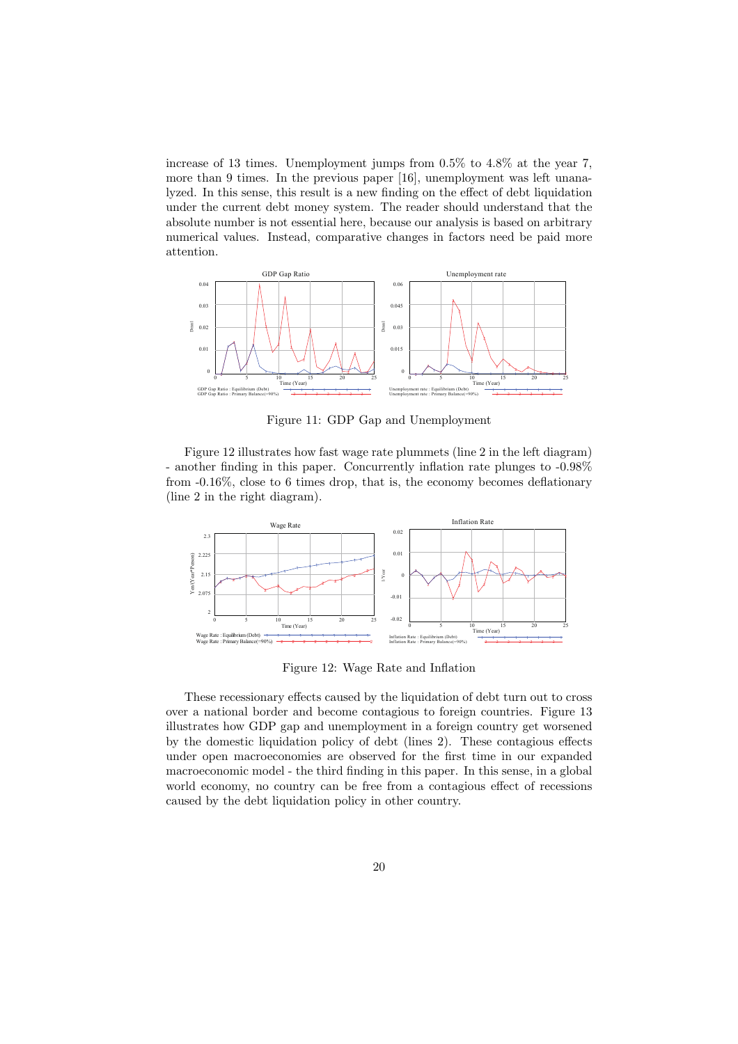increase of 13 times. Unemployment jumps from 0.5% to 4.8% at the year 7, more than 9 times. In the previous paper [16], unemployment was left unanalyzed. In this sense, this result is a new finding on the effect of debt liquidation under the current debt money system. The reader should understand that the absolute number is not essential here, because our analysis is based on arbitrary numerical values. Instead, comparative changes in factors need be paid more attention.

Figure 11: GDP Gap and Unemployment

Figure 12 illustrates how fast wage rate plummets (line 2 in the left diagram) - another finding in this paper. Concurrently inflation rate plunges to -0.98% from -0.16%, close to 6 times drop, that is, the economy becomes deflationary (line 2 in the right diagram).

Figure 12: Wage Rate and Inflation

These recessionary effects caused by the liquidation of debt turn out to cross over a national border and become contagious to foreign countries. Figure 13 illustrates how GDP gap and unemployment in a foreign country get worsened by the domestic liquidation policy of debt (lines 2). These contagious effects under open macroeconomies are observed for the first time in our expanded macroeconomic model - the third finding in this paper. In this sense, in a global world economy, no country can be free from a contagious effect of recessions caused by the debt liquidation policy in other country.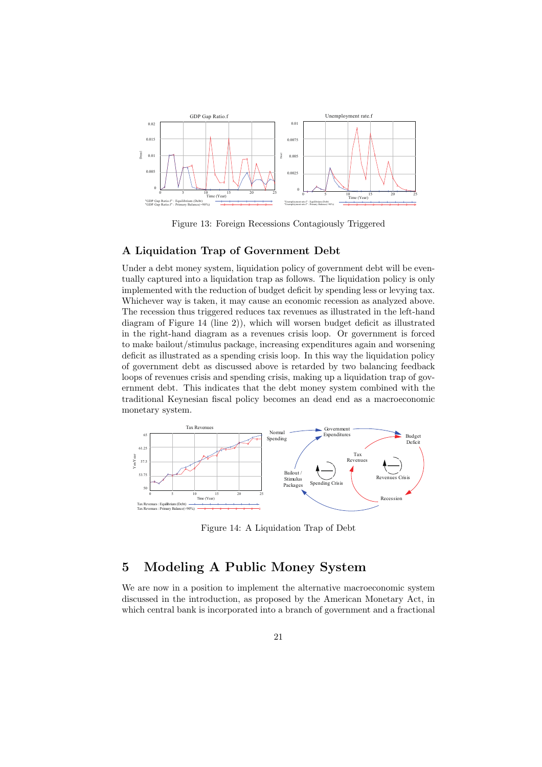Figure 13: Foreign Recessions Contagiously Triggered

### A Liquidation Trap of Government Debt

Under a debt money system, liquidation policy of government debt will be eventually captured into a liquidation trap as follows. The liquidation policy is only implemented with the reduction of budget deficit by spending less or levying tax. Whichever way is taken, it may cause an economic recession as analyzed above. The recession thus triggered reduces tax revenues as illustrated in the left-hand diagram of Figure 14 (line 2)), which will worsen budget deficit as illustrated in the right-hand diagram as a revenues crisis loop. Or government is forced to make bailout/stimulus package, increasing expenditures again and worsening deficit as illustrated as a spending crisis loop. In this way the liquidation policy of government debt as discussed above is retarded by two balancing feedback loops of revenues crisis and spending crisis, making up a liquidation trap of government debt. This indicates that the debt money system combined with the traditional Keynesian fiscal policy becomes an dead end as a macroeconomic monetary system.

Figure 14: A Liquidation Trap of Debt

## 5 Modeling A Public Money System

We are now in a position to implement the alternative macroeconomic system discussed in the introduction, as proposed by the American Monetary Act, in which central bank is incorporated into a branch of government and a fractional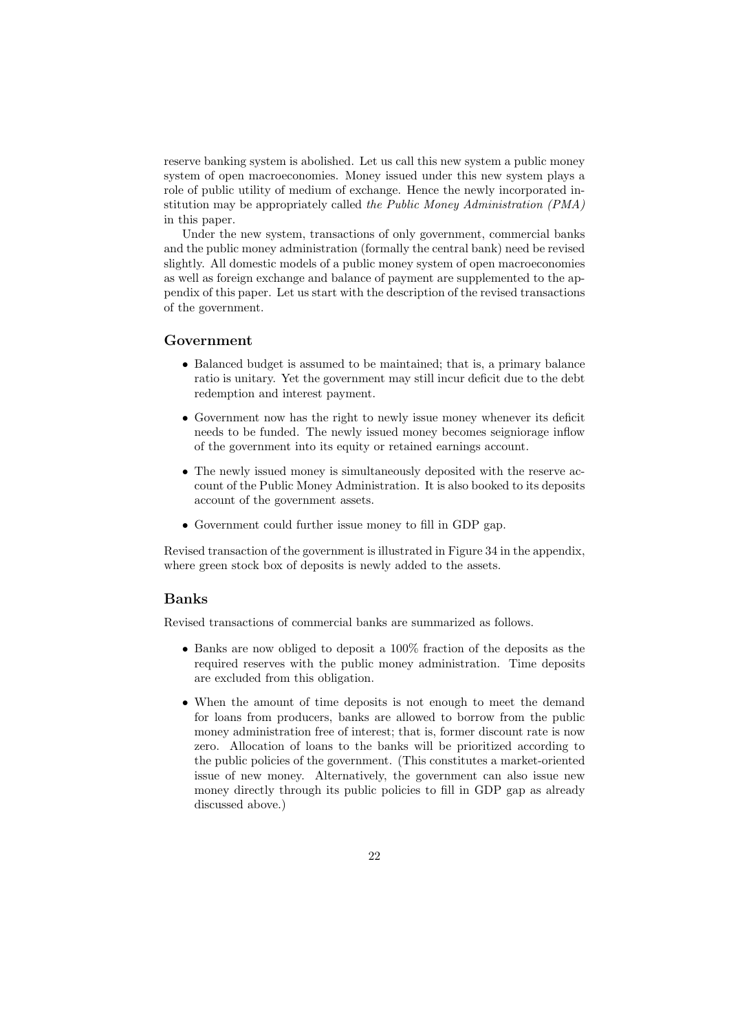reserve banking system is abolished. Let us call this new system a public money system of open macroeconomies. Money issued under this new system plays a role of public utility of medium of exchange. Hence the newly incorporated institution may be appropriately called *the Public Money Administration (PMA)* in this paper.

Under the new system, transactions of only government, commercial banks and the public money administration (formally the central bank) need be revised slightly. All domestic models of a public money system of open macroeconomies as well as foreign exchange and balance of payment are supplemented to the appendix of this paper. Let us start with the description of the revised transactions of the government.

### Government

- Balanced budget is assumed to be maintained; that is, a primary balance ratio is unitary. Yet the government may still incur deficit due to the debt redemption and interest payment.
- Government now has the right to newly issue money whenever its deficit needs to be funded. The newly issued money becomes seigniorage inflow of the government into its equity or retained earnings account.
- The newly issued money is simultaneously deposited with the reserve account of the Public Money Administration. It is also booked to its deposits account of the government assets.
- Government could further issue money to fill in GDP gap.

Revised transaction of the government is illustrated in Figure 34 in the appendix, where green stock box of deposits is newly added to the assets.

### Banks

Revised transactions of commercial banks are summarized as follows.

- Banks are now obliged to deposit a 100% fraction of the deposits as the required reserves with the public money administration. Time deposits are excluded from this obligation.
- When the amount of time deposits is not enough to meet the demand for loans from producers, banks are allowed to borrow from the public money administration free of interest; that is, former discount rate is now zero. Allocation of loans to the banks will be prioritized according to the public policies of the government. (This constitutes a market-oriented issue of new money. Alternatively, the government can also issue new money directly through its public policies to fill in GDP gap as already discussed above.)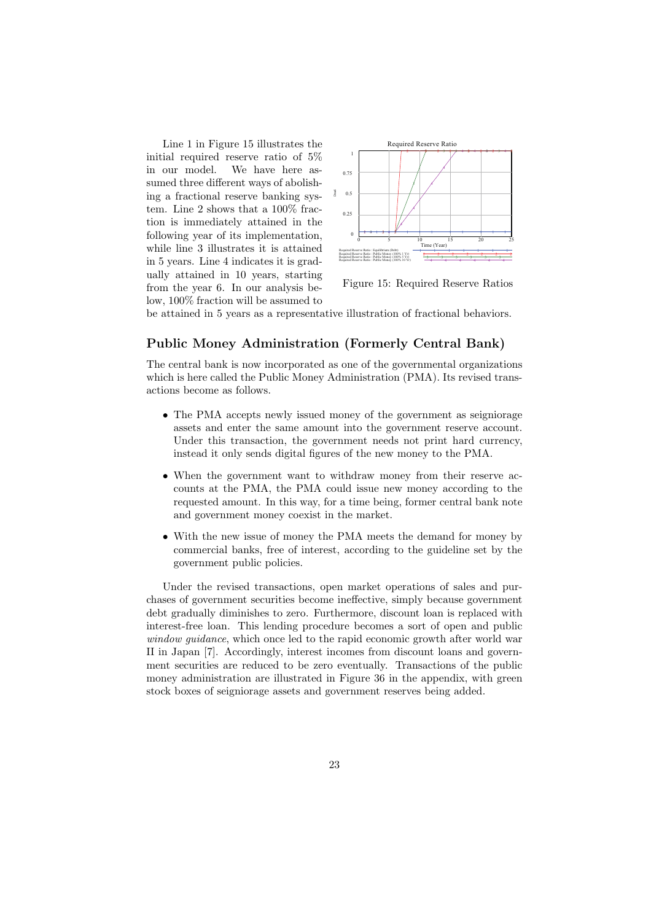Line 1 in Figure 15 illustrates the initial required reserve ratio of 5% in our model. We have here assumed three different ways of abolishing a fractional reserve banking system. Line 2 shows that a 100% fraction is immediately attained in the following year of its implementation, while line 3 illustrates it is attained in 5 years. Line 4 indicates it is gradually attained in 10 years, starting from the year 6. In our analysis below, 100% fraction will be assumed to be attained in 5 years as a representative illustration of fractional behaviors.

Figure 15: Required Reserve Ratios

## Public Money Administration (Formerly Central Bank)

The central bank is now incorporated as one of the governmental organizations which is here called the Public Money Administration (PMA). Its revised transactions become as follows.

- The PMA accepts newly issued money of the government as seigniorage assets and enter the same amount into the government reserve account. Under this transaction, the government needs not print hard currency, instead it only sends digital figures of the new money to the PMA.
- When the government want to withdraw money from their reserve accounts at the PMA, the PMA could issue new money according to the requested amount. In this way, for a time being, former central bank note and government money coexist in the market.
- With the new issue of money the PMA meets the demand for money by commercial banks, free of interest, according to the guideline set by the government public policies.

Under the revised transactions, open market operations of sales and purchases of government securities become ineffective, simply because government debt gradually diminishes to zero. Furthermore, discount loan is replaced with interest-free loan. This lending procedure becomes a sort of open and public *window guidance*, which once led to the rapid economic growth after world war II in Japan [7]. Accordingly, interest incomes from discount loans and government securities are reduced to be zero eventually. Transactions of the public money administration are illustrated in Figure 36 in the appendix, with green stock boxes of seigniorage assets and government reserves being added.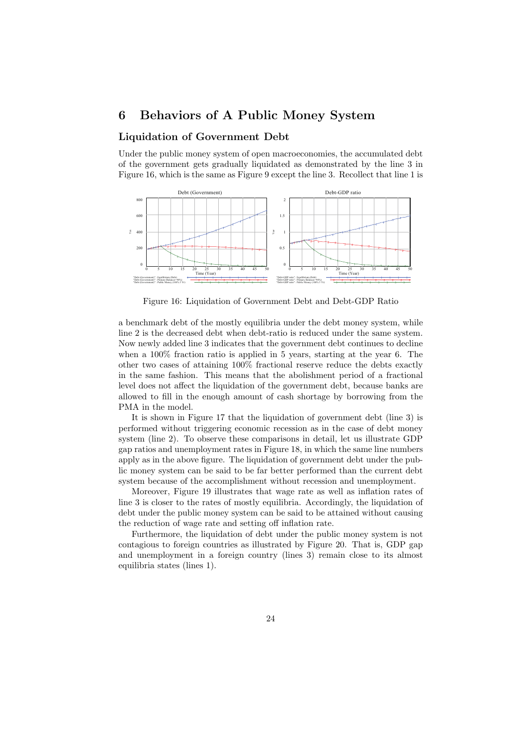# 6 Behaviors of A Public Money System

## Liquidation of Government Debt

Under the public money system of open macroeconomies, the accumulated debt of the government gets gradually liquidated as demonstrated by the line 3 in Figure 16, which is the same as Figure 9 except the line 3. Recollect that line 1 is

Figure 16: Liquidation of Government Debt and Debt-GDP Ratio

a benchmark debt of the mostly equilibria under the debt money system, while line 2 is the decreased debt when debt-ratio is reduced under the same system. Now newly added line 3 indicates that the government debt continues to decline when a 100% fraction ratio is applied in 5 years, starting at the year 6. The other two cases of attaining 100% fractional reserve reduce the debts exactly in the same fashion. This means that the abolishment period of a fractional level does not affect the liquidation of the government debt, because banks are allowed to fill in the enough amount of cash shortage by borrowing from the PMA in the model.

It is shown in Figure 17 that the liquidation of government debt (line 3) is performed without triggering economic recession as in the case of debt money system (line 2). To observe these comparisons in detail, let us illustrate GDP gap ratios and unemployment rates in Figure 18, in which the same line numbers apply as in the above figure. The liquidation of government debt under the public money system can be said to be far better performed than the current debt system because of the accomplishment without recession and unemployment.

Moreover, Figure 19 illustrates that wage rate as well as inflation rates of line 3 is closer to the rates of mostly equilibria. Accordingly, the liquidation of debt under the public money system can be said to be attained without causing the reduction of wage rate and setting off inflation rate.

Furthermore, the liquidation of debt under the public money system is not contagious to foreign countries as illustrated by Figure 20. That is, GDP gap and unemployment in a foreign country (lines 3) remain close to its almost equilibria states (lines 1).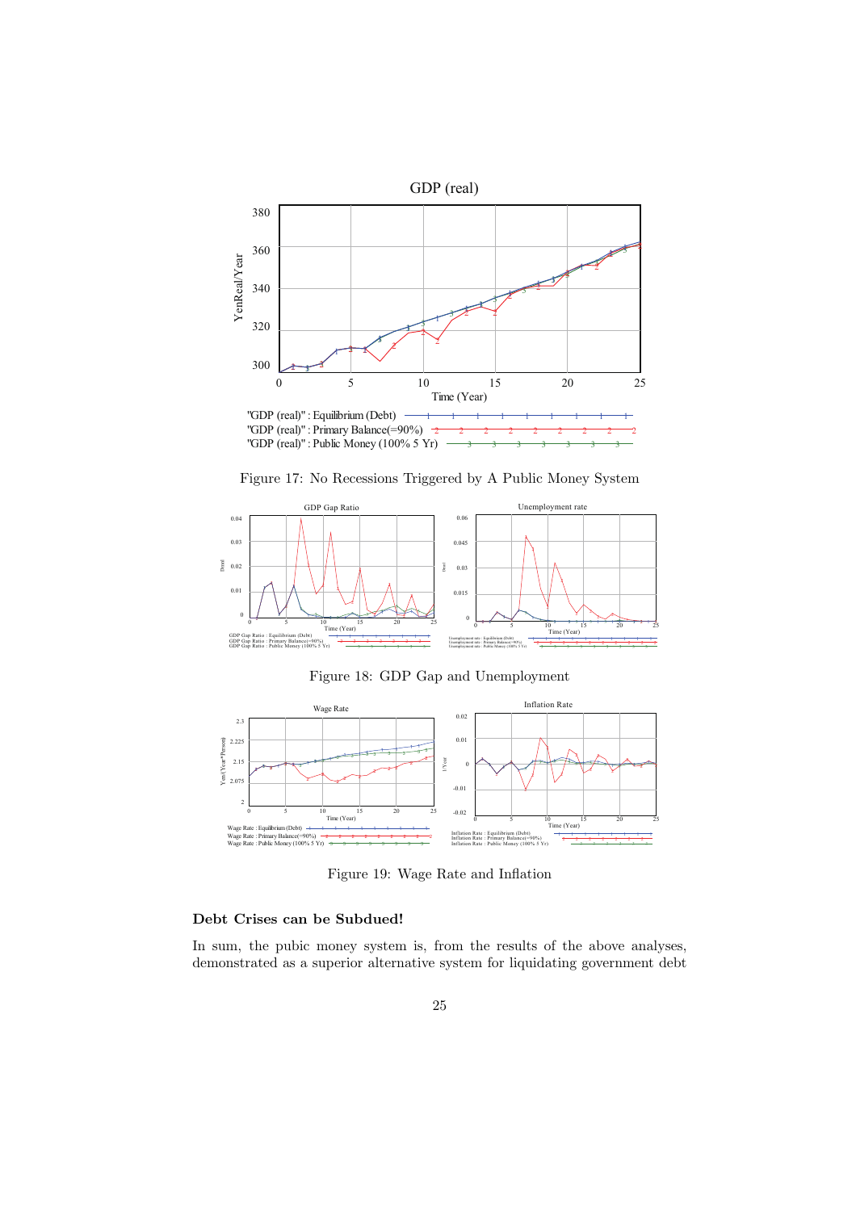Figure 17: No Recessions Triggered by A Public Money System

Figure 18: GDP Gap and Unemployment

Figure 19: Wage Rate and Inflation

**Debt Crises can be Subdued!**

In sum, the pubic money system is, from the results of the above analyses, demonstrated as a superior alternative system for liquidating government debt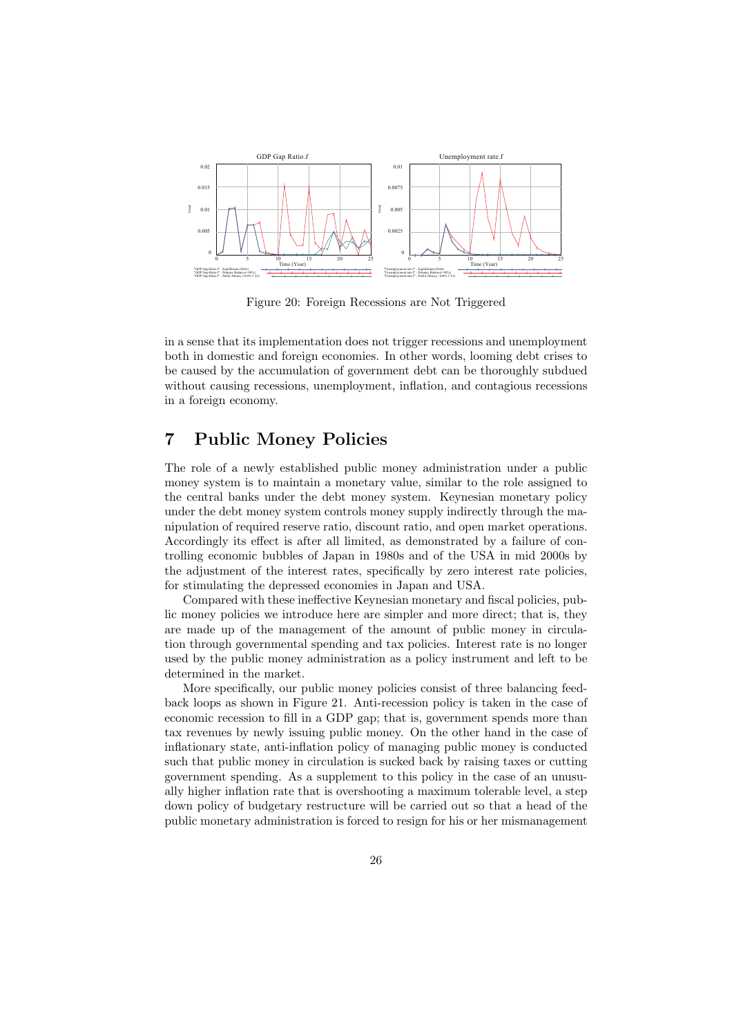Figure 20: Foreign Recessions are Not Triggered

in a sense that its implementation does not trigger recessions and unemployment both in domestic and foreign economies. In other words, looming debt crises to be caused by the accumulation of government debt can be thoroughly subdued without causing recessions, unemployment, inflation, and contagious recessions in a foreign economy.

# 7 Public Money Policies

The role of a newly established public money administration under a public money system is to maintain a monetary value, similar to the role assigned to the central banks under the debt money system. Keynesian monetary policy under the debt money system controls money supply indirectly through the manipulation of required reserve ratio, discount ratio, and open market operations. Accordingly its effect is after all limited, as demonstrated by a failure of controlling economic bubbles of Japan in 1980s and of the USA in mid 2000s by the adjustment of the interest rates, specifically by zero interest rate policies, for stimulating the depressed economies in Japan and USA.

Compared with these ineffective Keynesian monetary and fiscal policies, public money policies we introduce here are simpler and more direct; that is, they are made up of the management of the amount of public money in circulation through governmental spending and tax policies. Interest rate is no longer used by the public money administration as a policy instrument and left to be determined in the market.

More specifically, our public money policies consist of three balancing feedback loops as shown in Figure 21. Anti-recession policy is taken in the case of economic recession to fill in a GDP gap; that is, government spends more than tax revenues by newly issuing public money. On the other hand in the case of inflationary state, anti-inflation policy of managing public money is conducted such that public money in circulation is sucked back by raising taxes or cutting government spending. As a supplement to this policy in the case of an unusually higher inflation rate that is overshooting a maximum tolerable level, a step down policy of budgetary restructure will be carried out so that a head of the public monetary administration is forced to resign for his or her mismanagement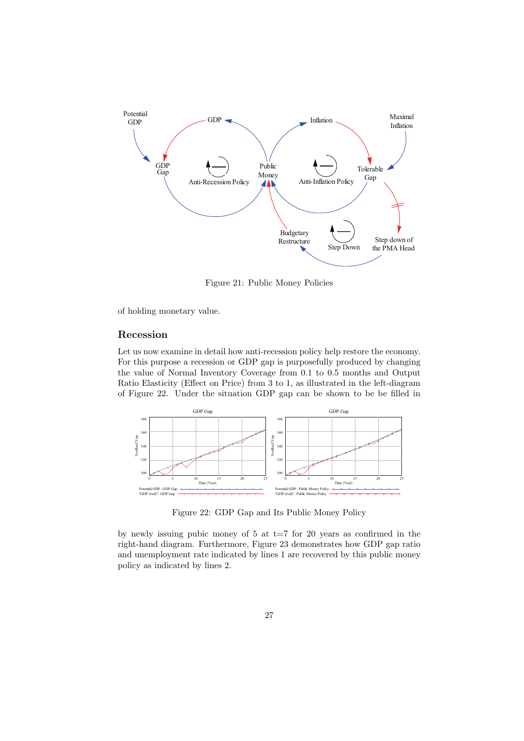Figure 21: Public Money Policies

of holding monetary value.

## Recession

Let us now examine in detail how anti-recession policy help restore the economy. For this purpose a recession or GDP gap is purposefully produced by changing the value of Normal Inventory Coverage from 0.1 to 0.5 months and Output Ratio Elasticity (Effect on Price) from 3 to 1, as illustrated in the left-diagram of Figure 22. Under the situation GDP gap can be shown to be be filled in

Figure 22: GDP Gap and Its Public Money Policy

by newly issuing pubic money of 5 at t=7 for 20 years as confirmed in the right-hand diagram. Furthermore, Figure 23 demonstrates how GDP gap ratio and unemployment rate indicated by lines 1 are recovered by this public money policy as indicated by lines 2.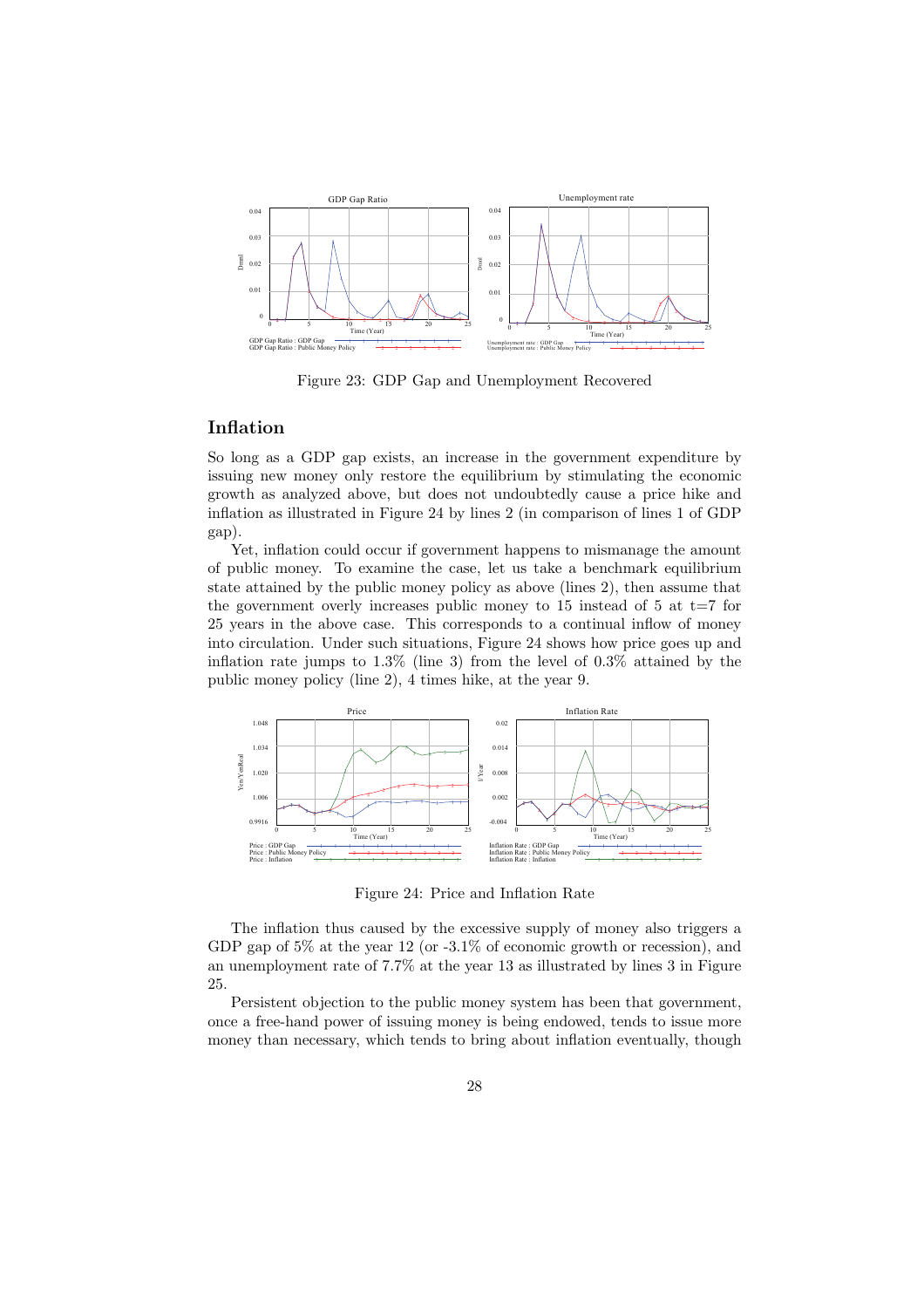Figure 23: GDP Gap and Unemployment Recovered

## Inflation

So long as a GDP gap exists, an increase in the government expenditure by issuing new money only restore the equilibrium by stimulating the economic growth as analyzed above, but does not undoubtedly cause a price hike and inflation as illustrated in Figure 24 by lines 2 (in comparison of lines 1 of GDP gap).

Yet, inflation could occur if government happens to mismanage the amount of public money. To examine the case, let us take a benchmark equilibrium state attained by the public money policy as above (lines 2), then assume that the government overly increases public money to 15 instead of 5 at t=7 for 25 years in the above case. This corresponds to a continual inflow of money into circulation. Under such situations, Figure 24 shows how price goes up and inflation rate jumps to 1.3% (line 3) from the level of 0.3% attained by the public money policy (line 2), 4 times hike, at the year 9.

Figure 24: Price and Inflation Rate

The inflation thus caused by the excessive supply of money also triggers a GDP gap of 5% at the year 12 (or -3.1% of economic growth or recession), and an unemployment rate of 7.7% at the year 13 as illustrated by lines 3 in Figure 25.

Persistent objection to the public money system has been that government, once a free-hand power of issuing money is being endowed, tends to issue more money than necessary, which tends to bring about inflation eventually, though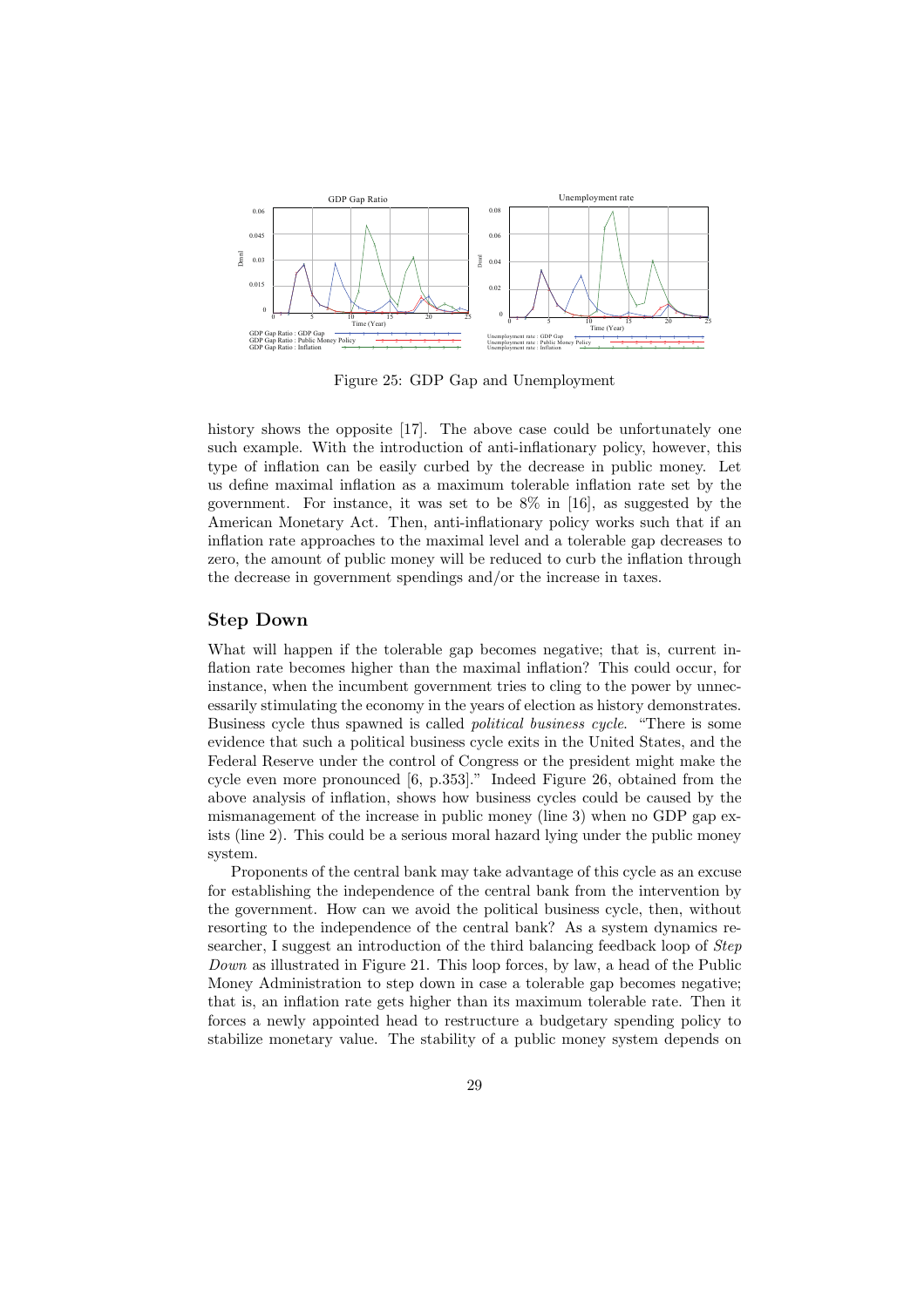Figure 25: GDP Gap and Unemployment

history shows the opposite [17]. The above case could be unfortunately one such example. With the introduction of anti-inflationary policy, however, this type of inflation can be easily curbed by the decrease in public money. Let us define maximal inflation as a maximum tolerable inflation rate set by the government. For instance, it was set to be 8% in [16], as suggested by the American Monetary Act. Then, anti-inflationary policy works such that if an inflation rate approaches to the maximal level and a tolerable gap decreases to zero, the amount of public money will be reduced to curb the inflation through the decrease in government spendings and/or the increase in taxes.

## Step Down

What will happen if the tolerable gap becomes negative; that is, current inflation rate becomes higher than the maximal inflation? This could occur, for instance, when the incumbent government tries to cling to the power by unnecessarily stimulating the economy in the years of election as history demonstrates. Business cycle thus spawned is called *political business cycle*. "There is some evidence that such a political business cycle exits in the United States, and the Federal Reserve under the control of Congress or the president might make the cycle even more pronounced [6, p.353]." Indeed Figure 26, obtained from the above analysis of inflation, shows how business cycles could be caused by the mismanagement of the increase in public money (line 3) when no GDP gap exists (line 2). This could be a serious moral hazard lying under the public money system.

Proponents of the central bank may take advantage of this cycle as an excuse for establishing the independence of the central bank from the intervention by the government. How can we avoid the political business cycle, then, without resorting to the independence of the central bank? As a system dynamics researcher, I suggest an introduction of the third balancing feedback loop of *Step Down* as illustrated in Figure 21. This loop forces, by law, a head of the Public Money Administration to step down in case a tolerable gap becomes negative; that is, an inflation rate gets higher than its maximum tolerable rate. Then it forces a newly appointed head to restructure a budgetary spending policy to stabilize monetary value. The stability of a public money system depends on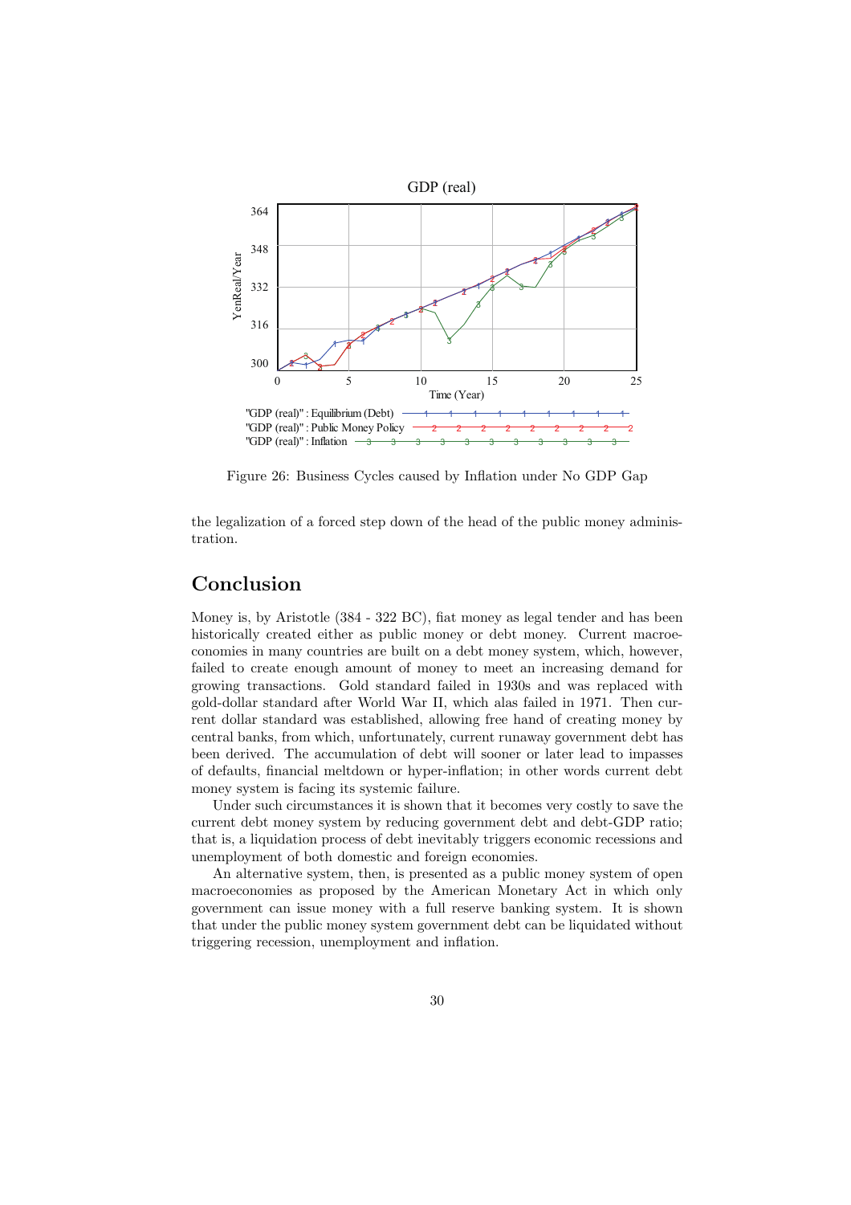Figure 26: Business Cycles caused by Inflation under No GDP Gap

the legalization of a forced step down of the head of the public money administration.

## Conclusion

Money is, by Aristotle (384 - 322 BC), fiat money as legal tender and has been historically created either as public money or debt money. Current macroeconomies in many countries are built on a debt money system, which, however, failed to create enough amount of money to meet an increasing demand for growing transactions. Gold standard failed in 1930s and was replaced with gold-dollar standard after World War II, which alas failed in 1971. Then current dollar standard was established, allowing free hand of creating money by central banks, from which, unfortunately, current runaway government debt has been derived. The accumulation of debt will sooner or later lead to impasses of defaults, financial meltdown or hyper-inflation; in other words current debt money system is facing its systemic failure.

Under such circumstances it is shown that it becomes very costly to save the current debt money system by reducing government debt and debt-GDP ratio; that is, a liquidation process of debt inevitably triggers economic recessions and unemployment of both domestic and foreign economies.

An alternative system, then, is presented as a public money system of open macroeconomies as proposed by the American Monetary Act in which only government can issue money with a full reserve banking system. It is shown that under the public money system government debt can be liquidated without triggering recession, unemployment and inflation.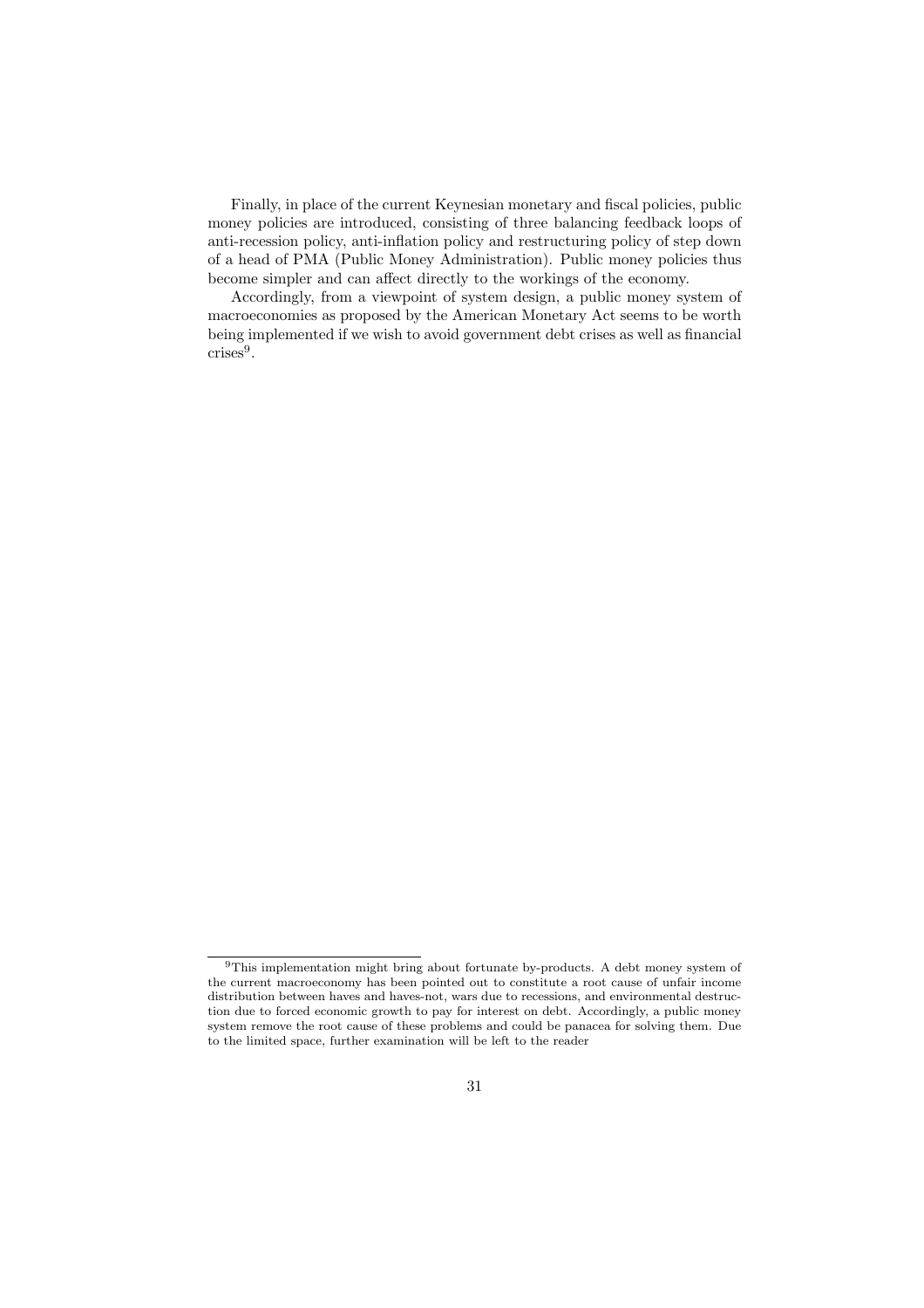Finally, in place of the current Keynesian monetary and fiscal policies, public money policies are introduced, consisting of three balancing feedback loops of anti-recession policy, anti-inflation policy and restructuring policy of step down of a head of PMA (Public Money Administration). Public money policies thus become simpler and can affect directly to the workings of the economy.

Accordingly, from a viewpoint of system design, a public money system of macroeconomies as proposed by the American Monetary Act seems to be worth being implemented if we wish to avoid government debt crises as well as financial crises[9].

---

[9] This implementation might bring about fortunate by-products. A debt money system of the current macroeconomy has been pointed out to constitute a root cause of unfair income distribution between haves and haves-not, wars due to recessions, and environmental destruction due to forced economic growth to pay for interest on debt. Accordingly, a public money system remove the root cause of these problems and could be panacea for solving them. Due to the limited space, further examination will be left to the reader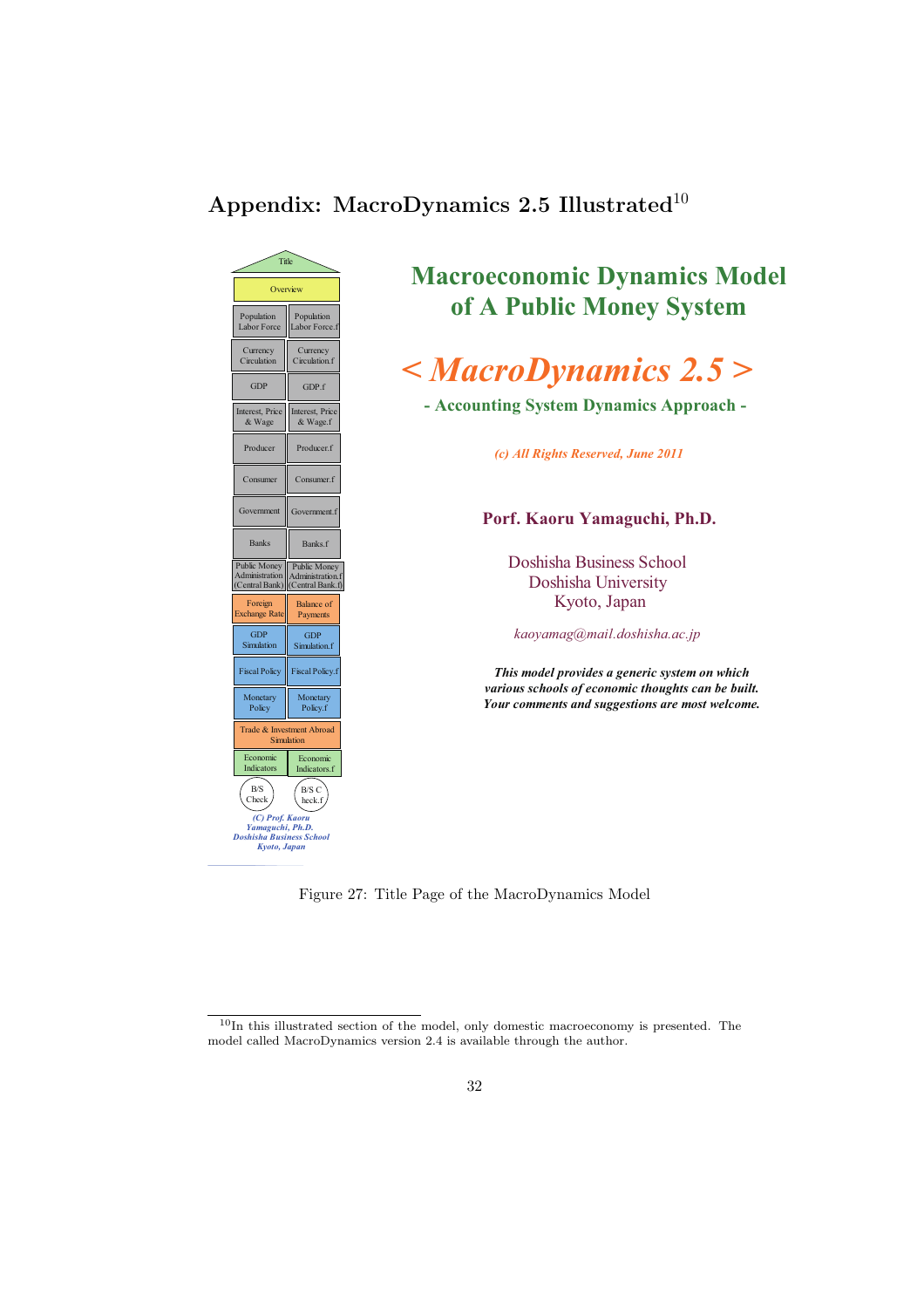## Appendix: MacroDynamics 2.5 Illustrated[10]

Title

Overview

| Population Labor Force | Population Labor Force.f |
|---|---|
| Currency Circulation | Currency Circulation.f |
| GDP | GDP.f |
| Interest, Price & Wage | Interest, Price & Wage.f |
| Producer | Producer.f |
| Consumer | Consumer.f |
| Government | Government.f |
| Banks | Banks.f |
| Public Money Administration (Central Bank) | Public Money Administration.f (Central Bank.f) |
| Foreign Exchange Rate | Balance of Payments |
| GDP Simulation | GDP Simulation.f |
| Fiscal Policy | Fiscal Policy.f |
| Monetary Policy | Monetary Policy.f |

Trade & Investment Abroad Simulation

| Economic Indicators | Economic Indicators.f |
|---|---|
| B/S Check | B/S Check.f |

*(C) Prof. Kaoru Yamaguchi, Ph.D. Doshisha Business School Kyoto, Japan*

**Macroeconomic Dynamics Model of A Public Money System**

***< MacroDynamics 2.5 >***

**- Accounting System Dynamics Approach -**

*(c) All Rights Reserved, June 2011*

**Porf. Kaoru Yamaguchi, Ph.D.**

Doshisha Business School
Doshisha University
Kyoto, Japan

*kaoyamag@mail.doshisha.ac.jp*

***This model provides a generic system on which various schools of economic thoughts can be built. Your comments and suggestions are most welcome.***

Figure 27: Title Page of the MacroDynamics Model

---

[10] In this illustrated section of the model, only domestic macroeconomy is presented. The model called MacroDynamics version 2.4 is available through the author.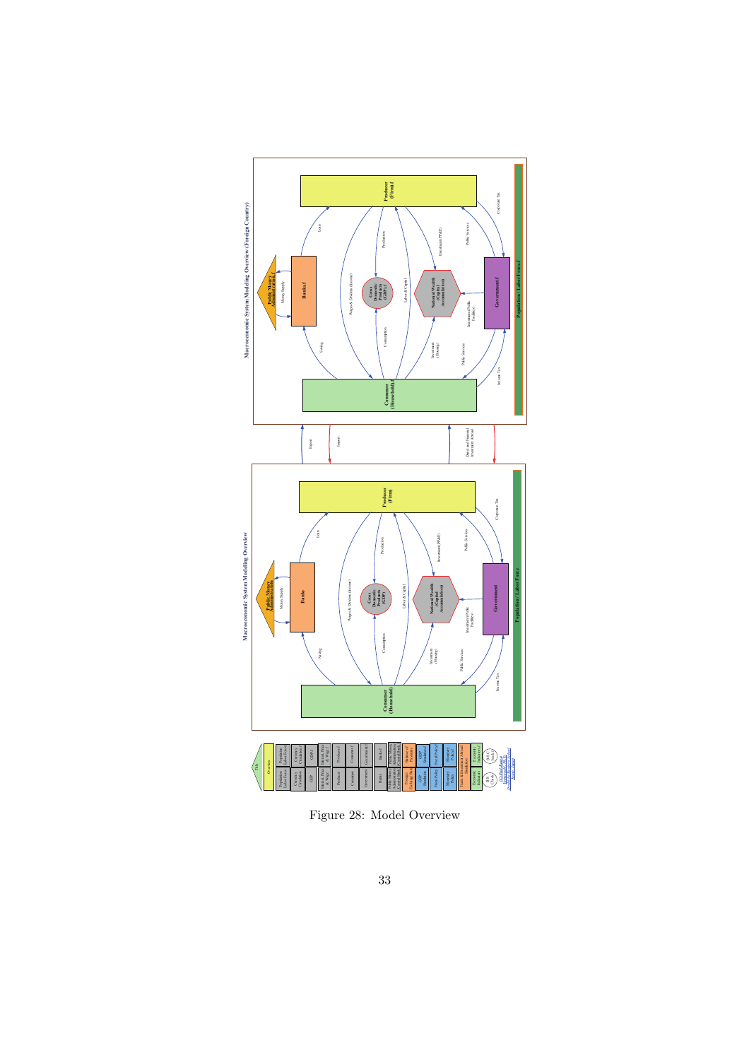Figure 28: Model Overview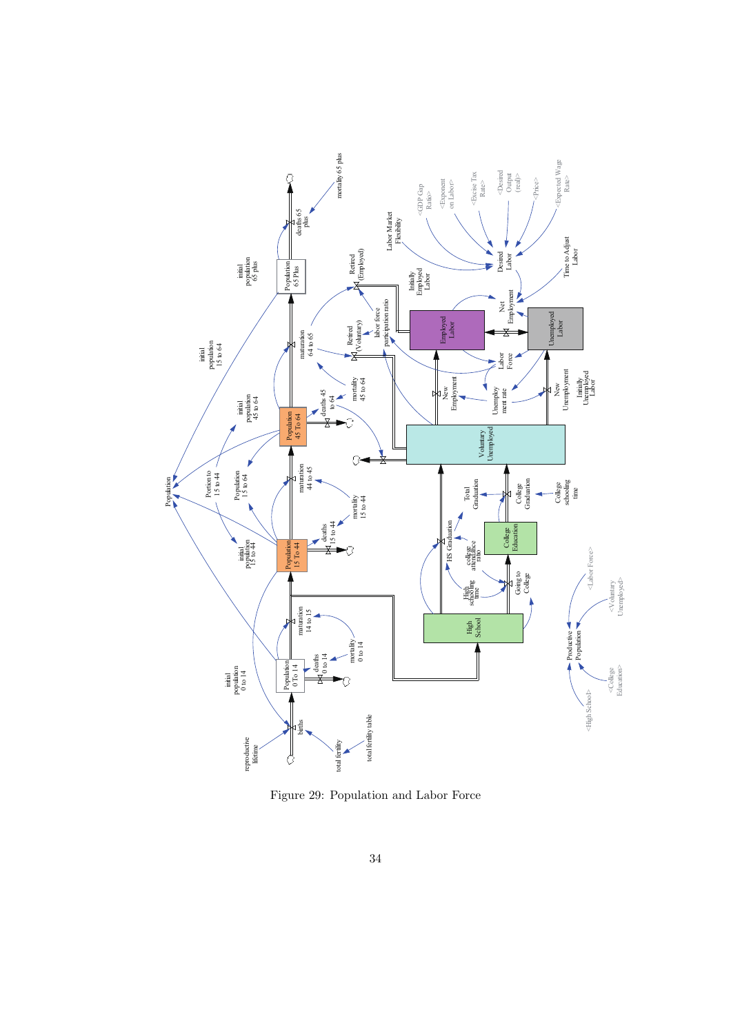Figure 29: Population and Labor Force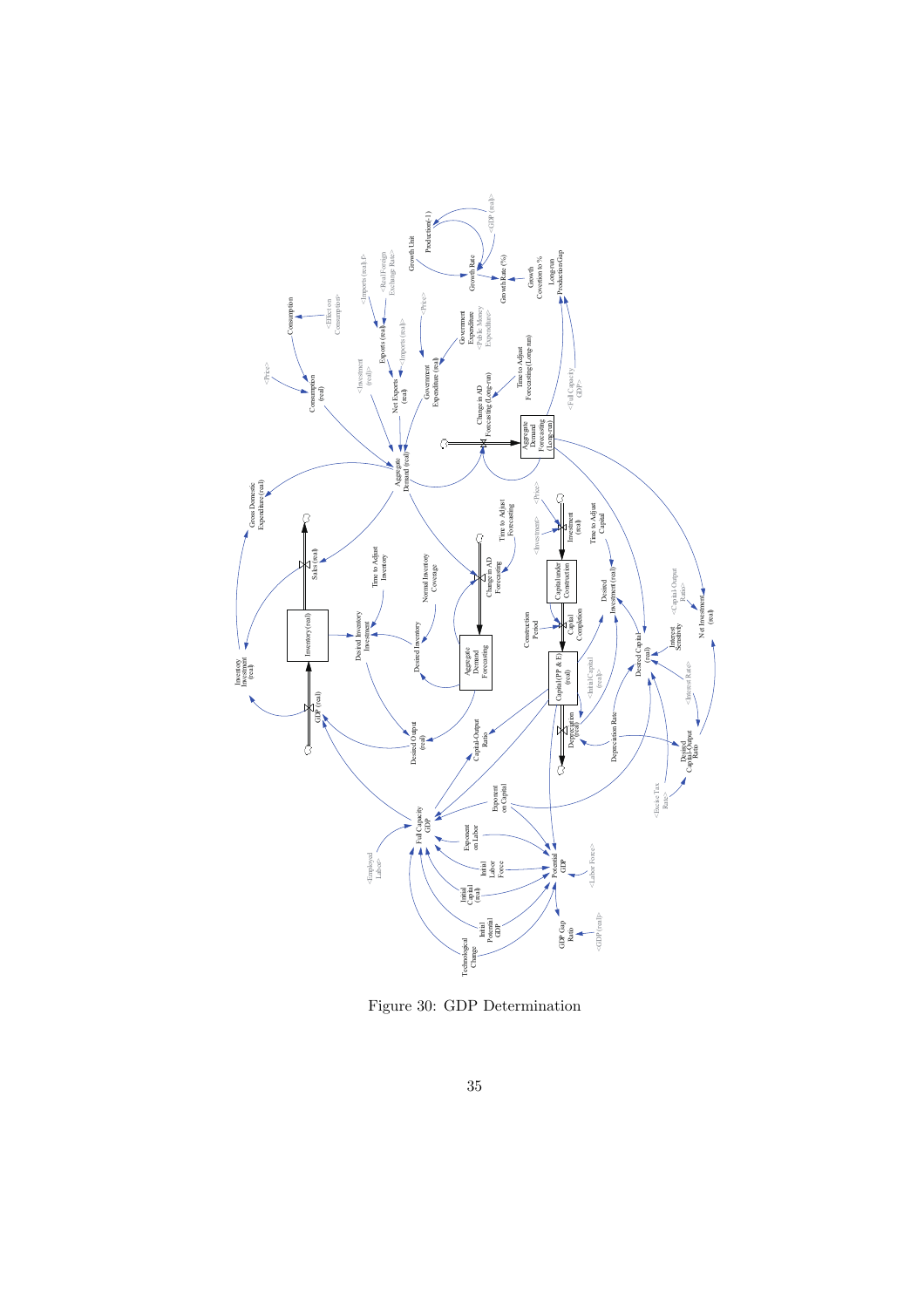Figure 30: GDP Determination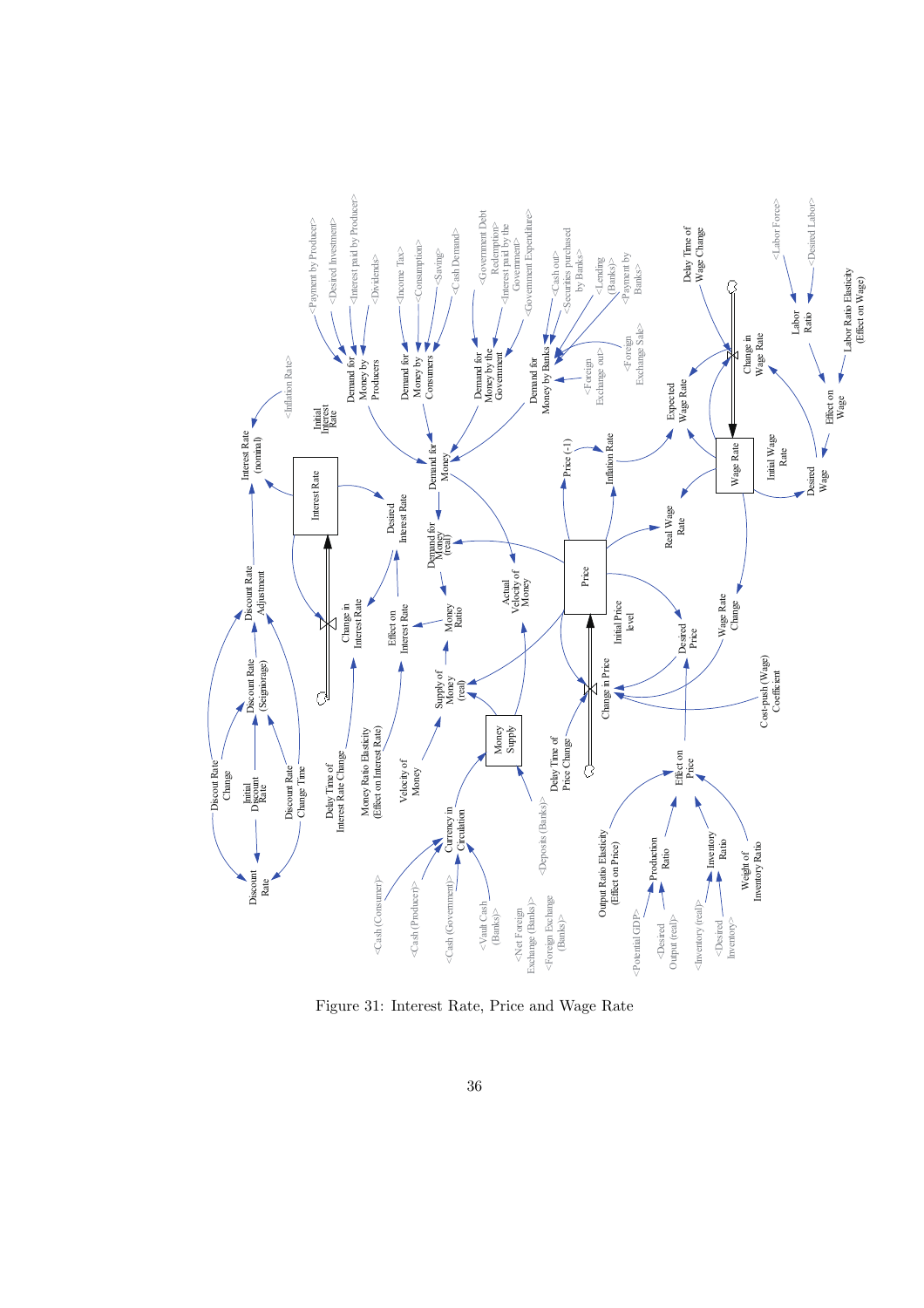Figure 31: Interest Rate, Price and Wage Rate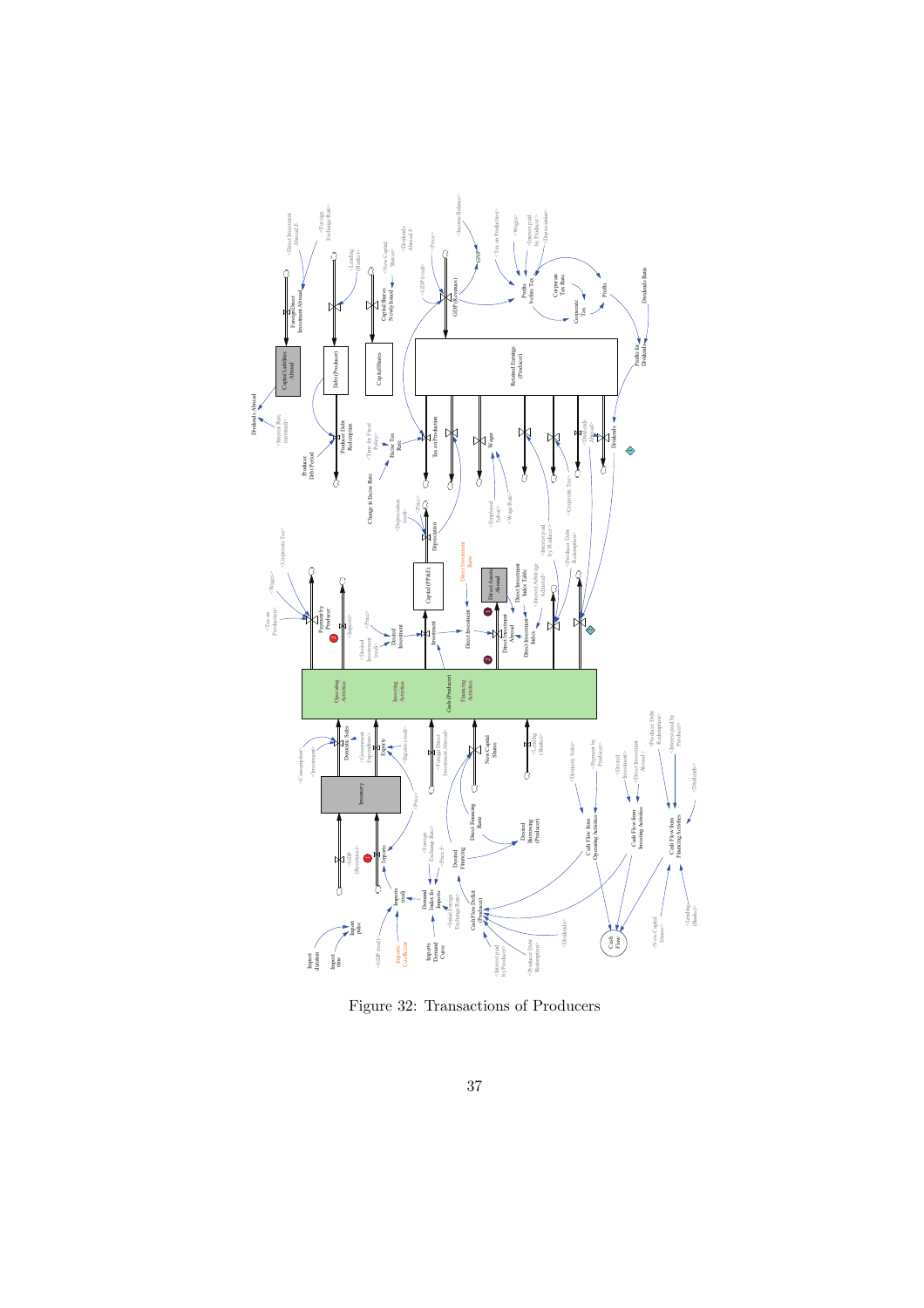Figure 32: Transactions of Producers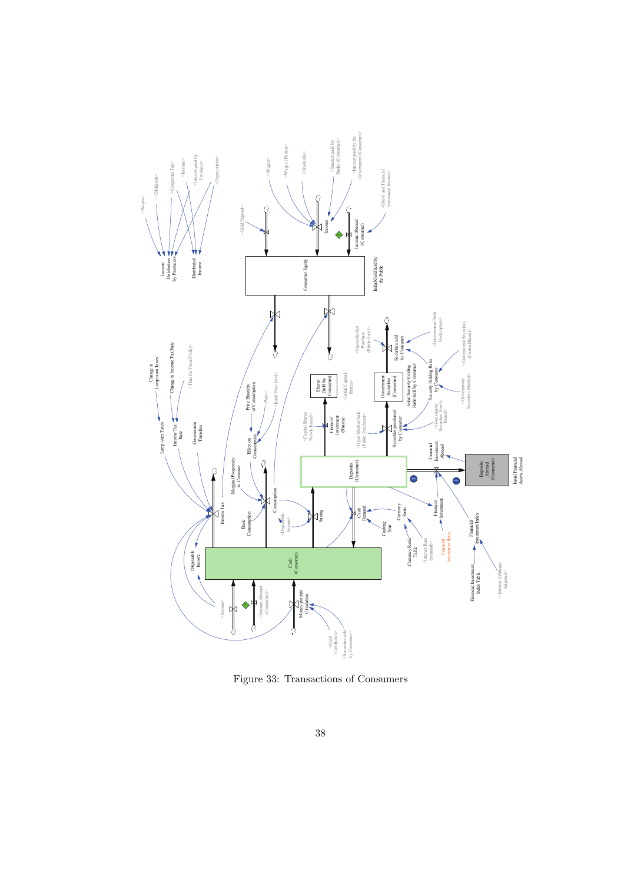Figure 33: Transactions of Consumers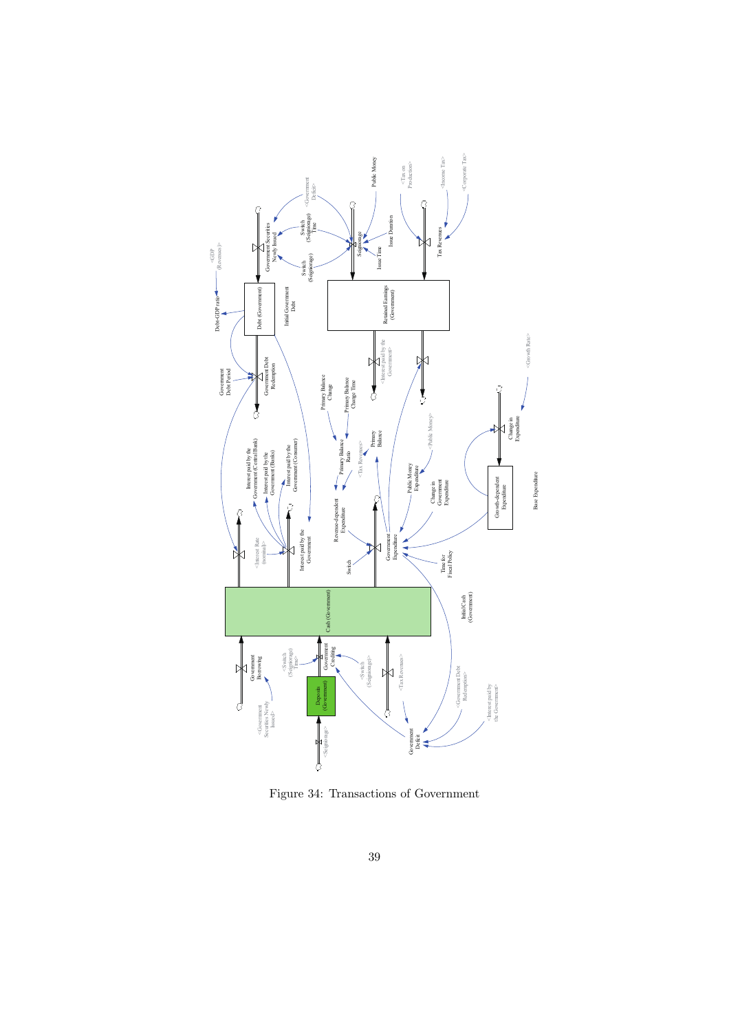Figure 34: Transactions of Government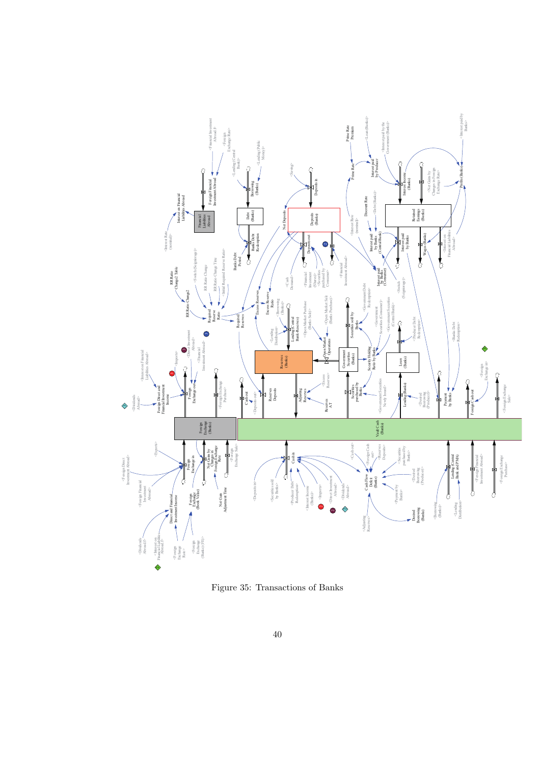Figure 35: Transactions of Banks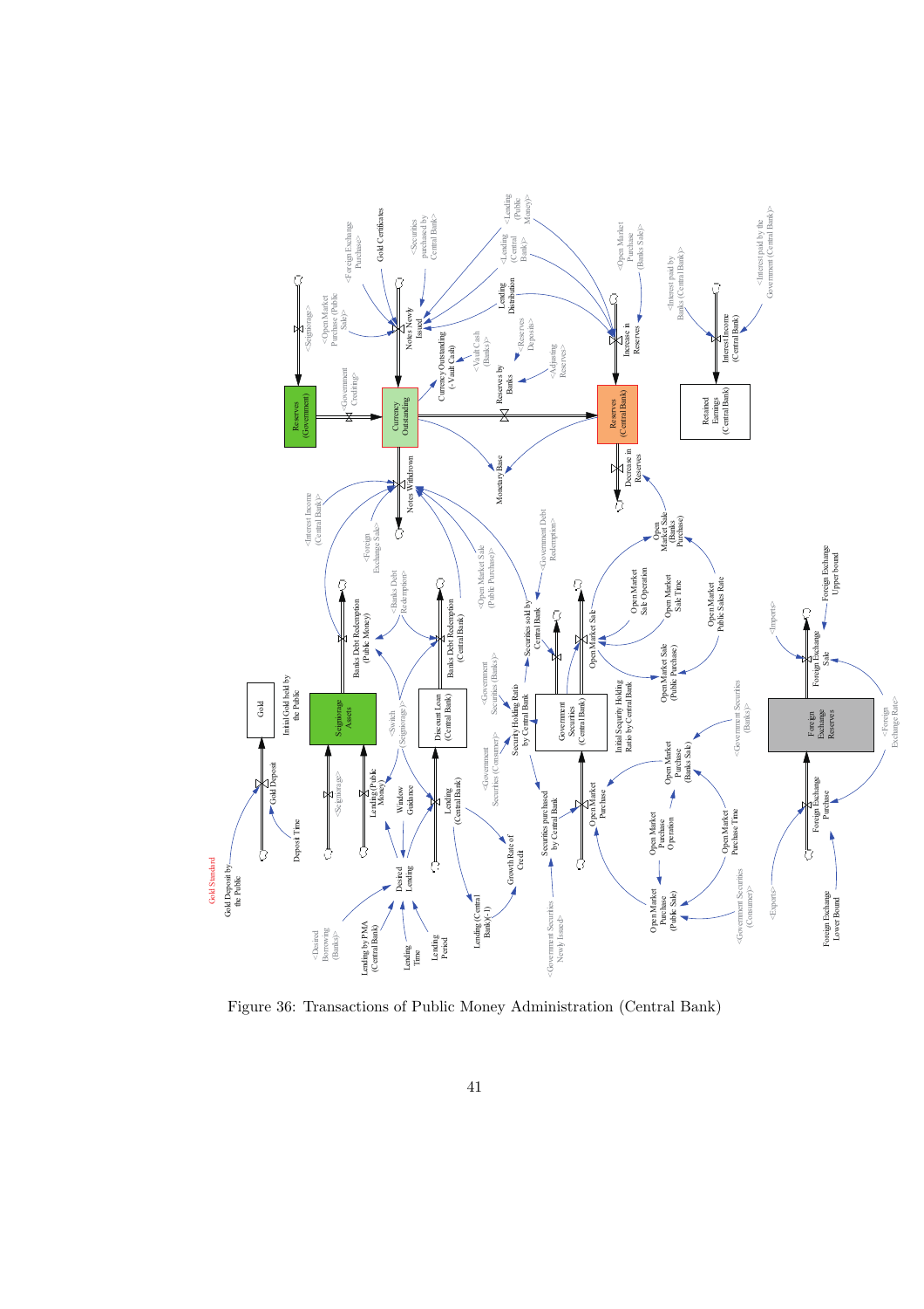Figure 36: Transactions of Public Money Administration (Central Bank)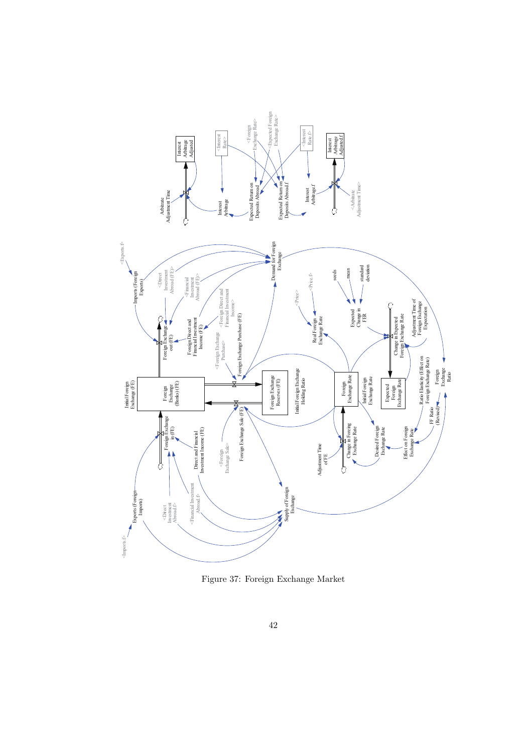Figure 37: Foreign Exchange Market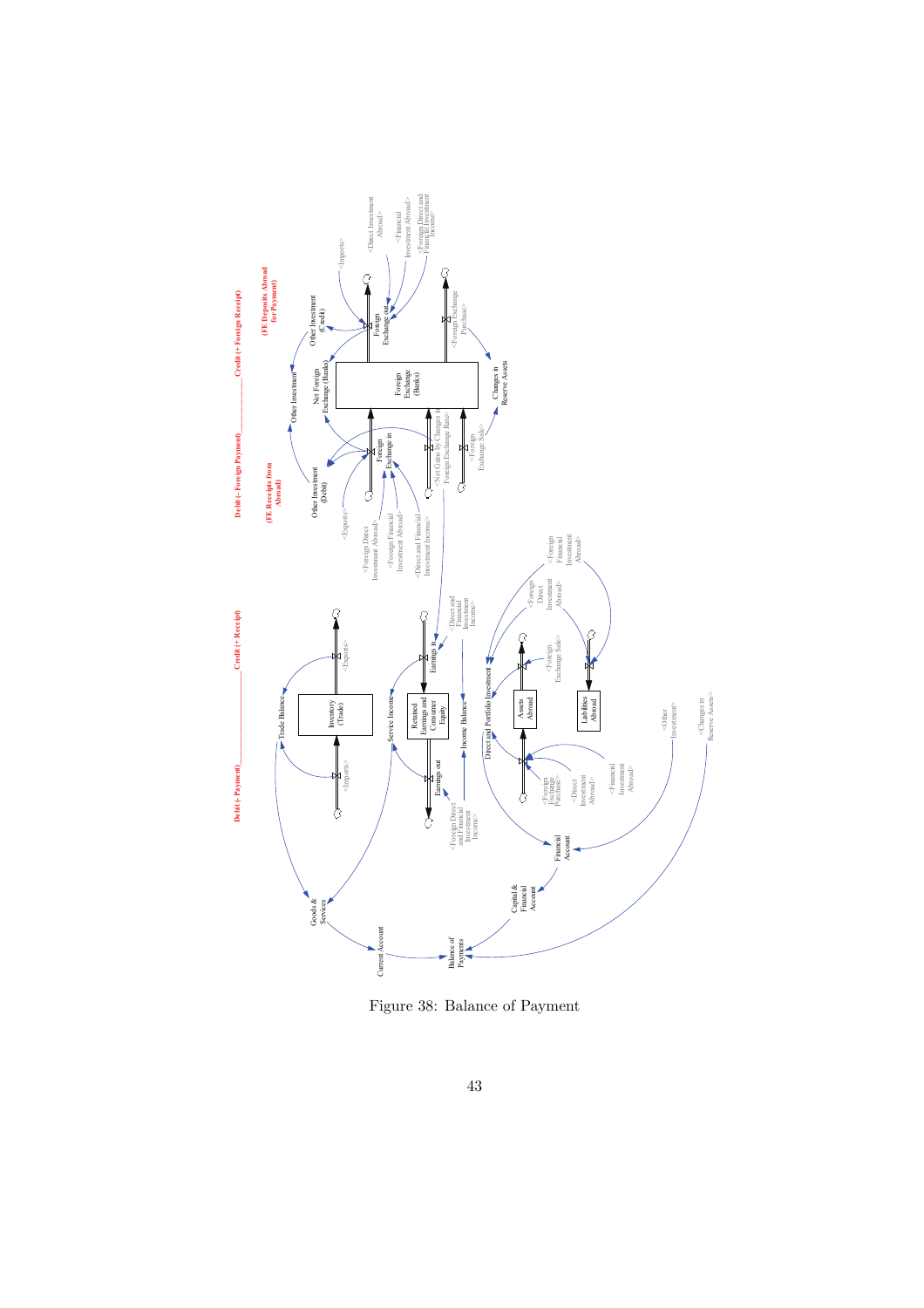Figure 38: Balance of Payment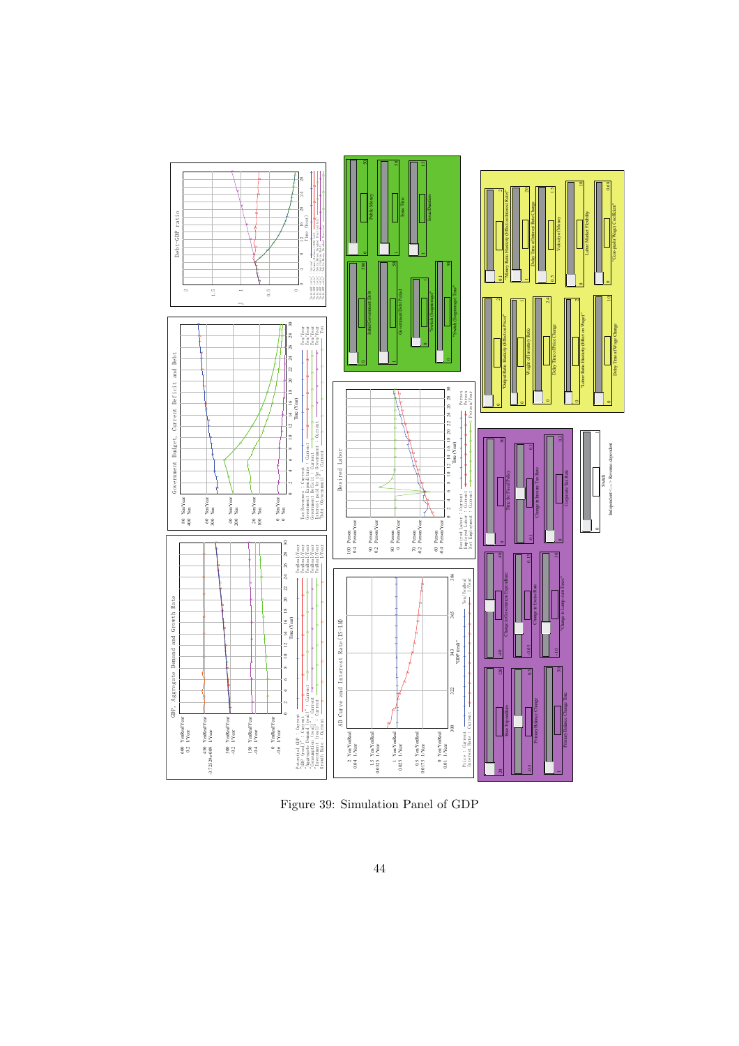Figure 39: Simulation Panel of GDP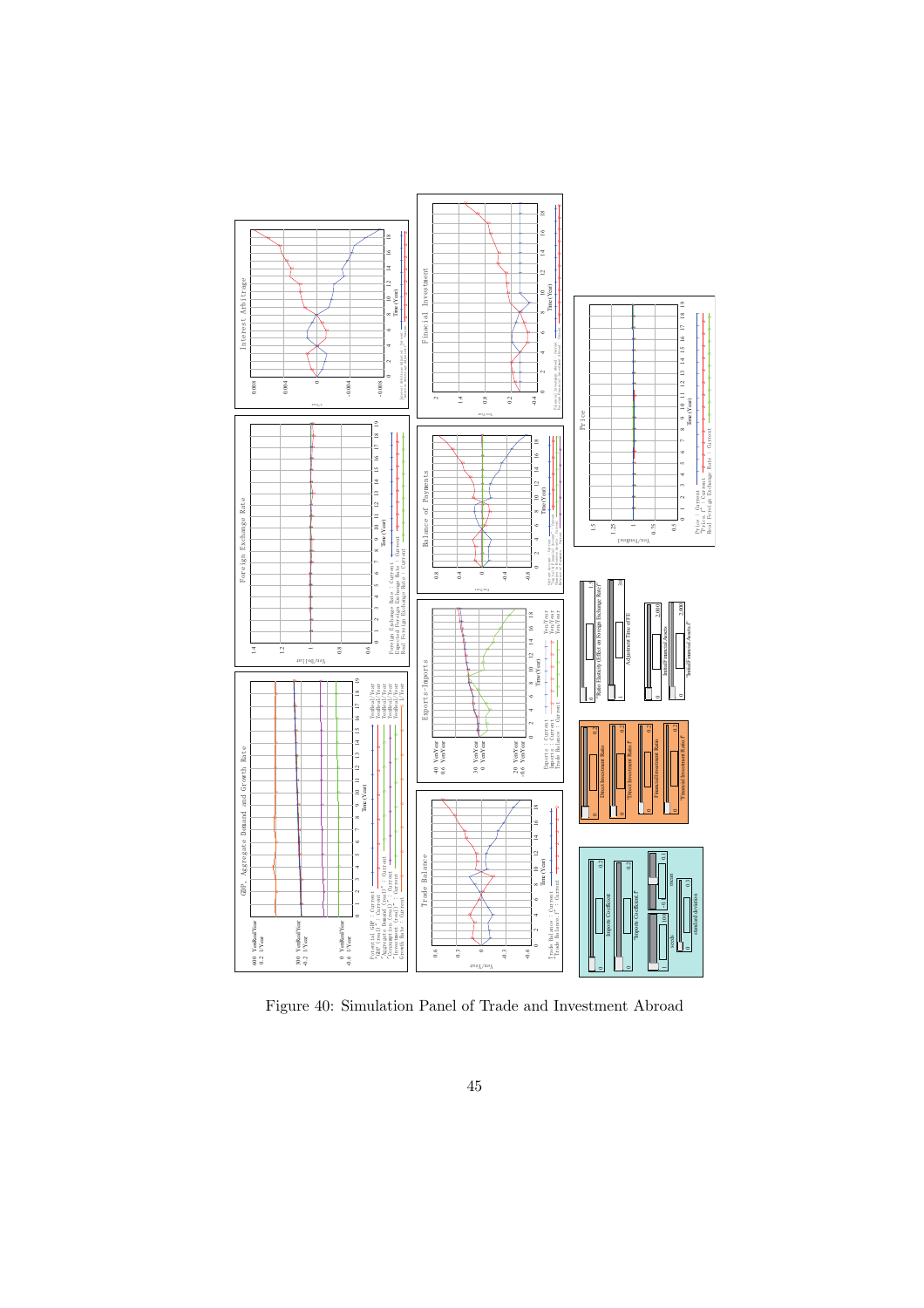Figure 40: Simulation Panel of Trade and Investment Abroad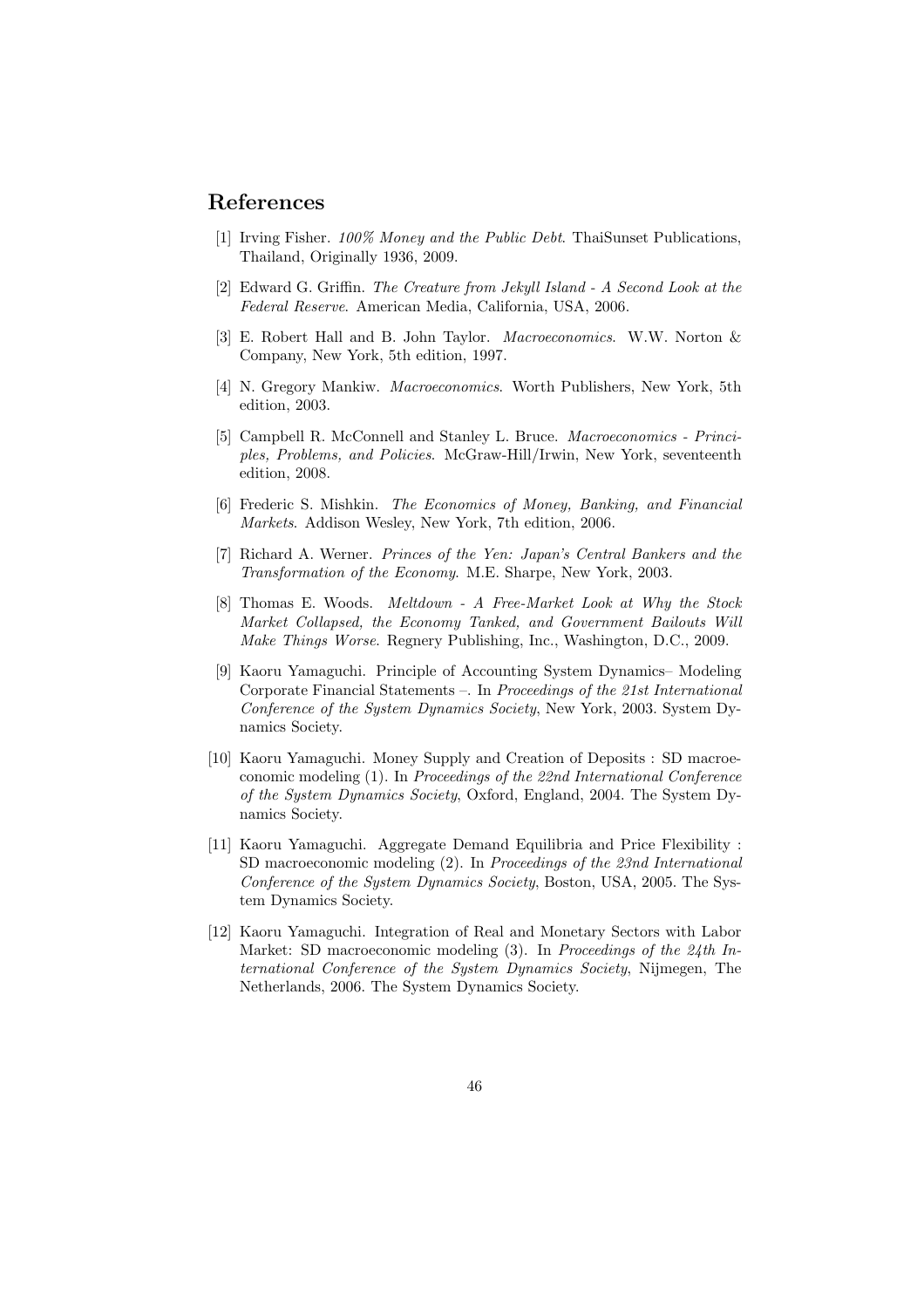## References

[1] Irving Fisher. *100% Money and the Public Debt*. ThaiSunset Publications, Thailand, Originally 1936, 2009.

[2] Edward G. Griffin. *The Creature from Jekyll Island - A Second Look at the Federal Reserve*. American Media, California, USA, 2006.

[3] E. Robert Hall and B. John Taylor. *Macroeconomics*. W.W. Norton & Company, New York, 5th edition, 1997.

[4] N. Gregory Mankiw. *Macroeconomics*. Worth Publishers, New York, 5th edition, 2003.

[5] Campbell R. McConnell and Stanley L. Bruce. *Macroeconomics - Principles, Problems, and Policies*. McGraw-Hill/Irwin, New York, seventeenth edition, 2008.

[6] Frederic S. Mishkin. *The Economics of Money, Banking, and Financial Markets*. Addison Wesley, New York, 7th edition, 2006.

[7] Richard A. Werner. *Princes of the Yen: Japan's Central Bankers and the Transformation of the Economy*. M.E. Sharpe, New York, 2003.

[8] Thomas E. Woods. *Meltdown - A Free-Market Look at Why the Stock Market Collapsed, the Economy Tanked, and Government Bailouts Will Make Things Worse*. Regnery Publishing, Inc., Washington, D.C., 2009.

[9] Kaoru Yamaguchi. Principle of Accounting System Dynamics– Modeling Corporate Financial Statements –. In *Proceedings of the 21st International Conference of the System Dynamics Society*, New York, 2003. System Dynamics Society.

[10] Kaoru Yamaguchi. Money Supply and Creation of Deposits : SD macroeconomic modeling (1). In *Proceedings of the 22nd International Conference of the System Dynamics Society*, Oxford, England, 2004. The System Dynamics Society.

[11] Kaoru Yamaguchi. Aggregate Demand Equilibria and Price Flexibility : SD macroeconomic modeling (2). In *Proceedings of the 23nd International Conference of the System Dynamics Society*, Boston, USA, 2005. The System Dynamics Society.

[12] Kaoru Yamaguchi. Integration of Real and Monetary Sectors with Labor Market: SD macroeconomic modeling (3). In *Proceedings of the 24th International Conference of the System Dynamics Society*, Nijmegen, The Netherlands, 2006. The System Dynamics Society.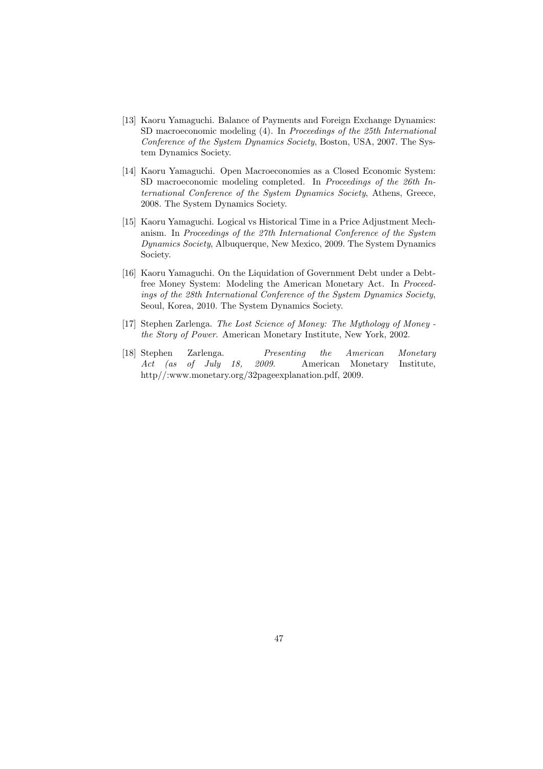[13] Kaoru Yamaguchi. Balance of Payments and Foreign Exchange Dynamics: SD macroeconomic modeling (4). In *Proceedings of the 25th International Conference of the System Dynamics Society*, Boston, USA, 2007. The System Dynamics Society.

[14] Kaoru Yamaguchi. Open Macroeconomies as a Closed Economic System: SD macroeconomic modeling completed. In *Proceedings of the 26th International Conference of the System Dynamics Society*, Athens, Greece, 2008. The System Dynamics Society.

[15] Kaoru Yamaguchi. Logical vs Historical Time in a Price Adjustment Mechanism. In *Proceedings of the 27th International Conference of the System Dynamics Society*, Albuquerque, New Mexico, 2009. The System Dynamics Society.

[16] Kaoru Yamaguchi. On the Liquidation of Government Debt under a Debt-free Money System: Modeling the American Monetary Act. In *Proceedings of the 28th International Conference of the System Dynamics Society*, Seoul, Korea, 2010. The System Dynamics Society.

[17] Stephen Zarlenga. *The Lost Science of Money: The Mythology of Money - the Story of Power*. American Monetary Institute, New York, 2002.

[18] Stephen Zarlenga. *Presenting the American Monetary Act (as of July 18, 2009*. American Monetary Institute, http//:www.monetary.org/32pageexplanation.pdf, 2009.